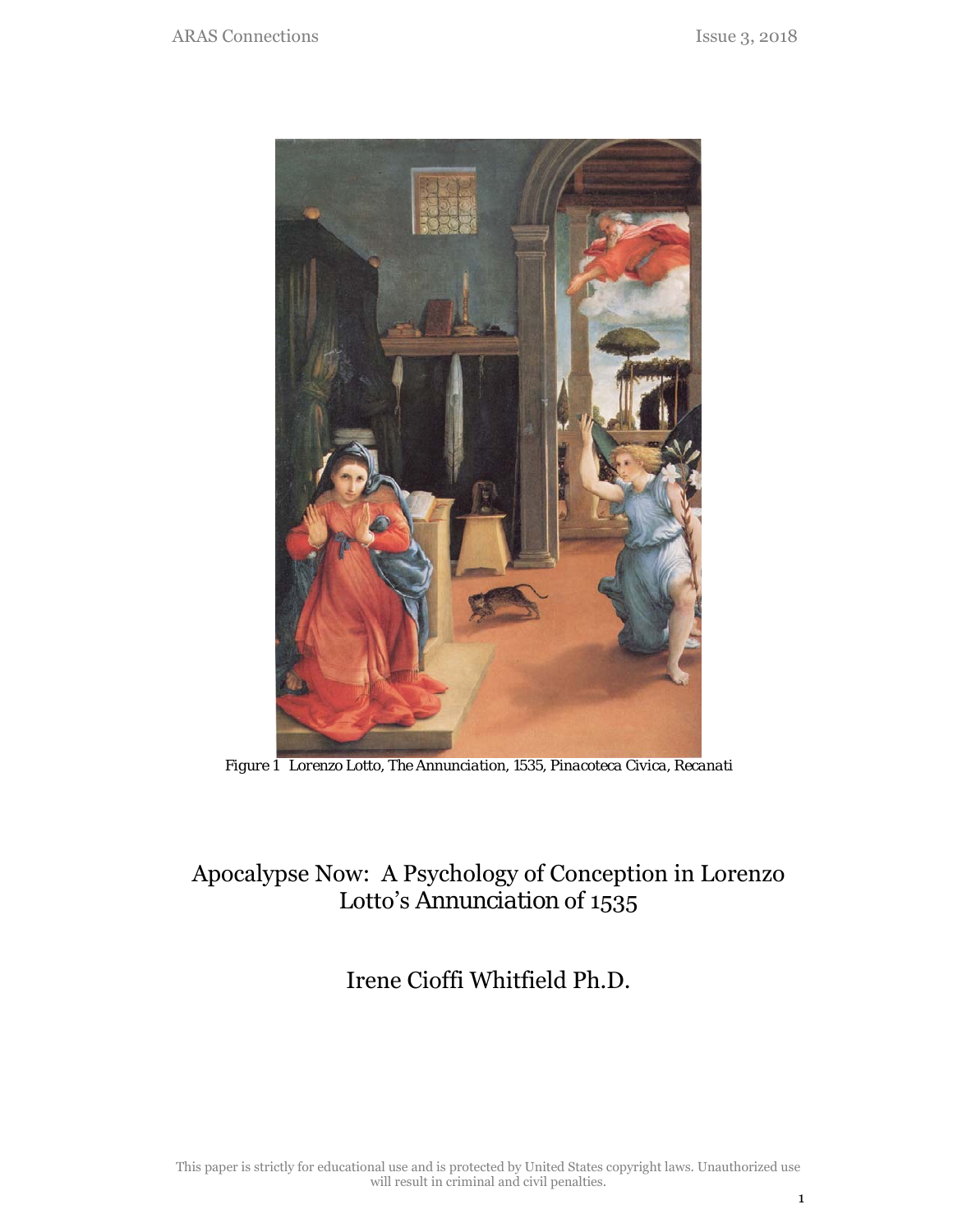*Figure 1 Lorenzo Lotto, The Annunciation, 1535, Pinacoteca Civica, Recanati*

# Apocalypse Now: A Psychology of Conception in Lorenzo Lotto's Annunciation of 1535

## Irene Cioffi Whitfield Ph.D.

This paper is strictly for educational use and is protected by United States copyright laws. Unauthorized use will result in criminal and civil penalties.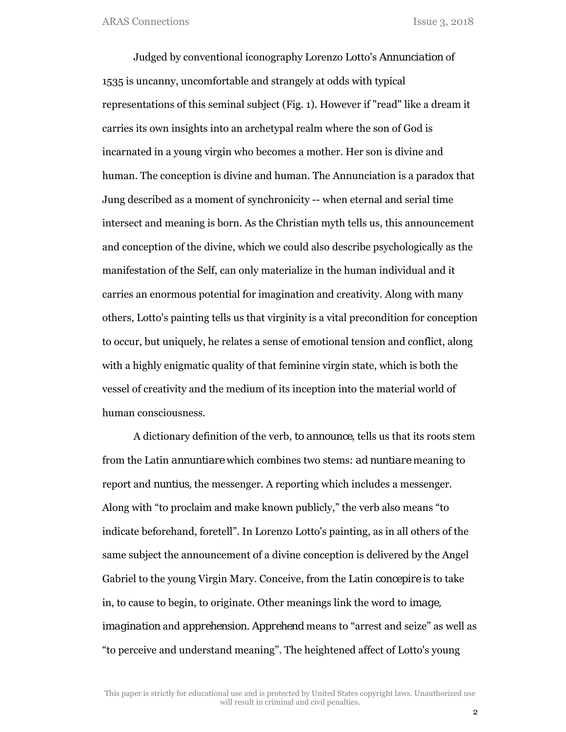Judged by conventional iconography Lorenzo Lotto's *Annunciation* of 1535 is uncanny, uncomfortable and strangely at odds with typical representations of this seminal subject (Fig. 1). However if "read" like a dream it carries its own insights into an archetypal realm where the son of God is incarnated in a young virgin who becomes a mother. Her son is divine and human. The conception is divine and human. The Annunciation is a paradox that Jung described as a moment of synchronicity -- when eternal and serial time intersect and meaning is born. As the Christian myth tells us, this announcement and conception of the divine, which we could also describe psychologically as the manifestation of the Self, can only materialize in the human individual and it carries an enormous potential for imagination and creativity. Along with many others, Lotto's painting tells us that virginity is a vital precondition for conception to occur, but uniquely, he relates a sense of emotional tension and conflict, along with a highly enigmatic quality of that feminine virgin state, which is both the vessel of creativity and the medium of its inception into the material world of human consciousness.

A dictionary definition of the verb, *to announce*, tells us that its roots stem from the Latin *annuntiare* which combines two stems: *ad nuntiare* meaning to report and *nuntius*, the messenger. A reporting which includes a messenger. Along with "to proclaim and make known publicly," the verb also means "to indicate beforehand, foretell". In Lorenzo Lotto's painting, as in all others of the same subject the announcement of a divine conception is delivered by the Angel Gabriel to the young Virgin Mary. Conceive, from the Latin *concepire* is to take in, to cause to begin, to originate. Other meanings link the word to *image*, *imagination* and *apprehension*. *Apprehend* means to "arrest and seize" as well as "to perceive and understand meaning". The heightened affect of Lotto's young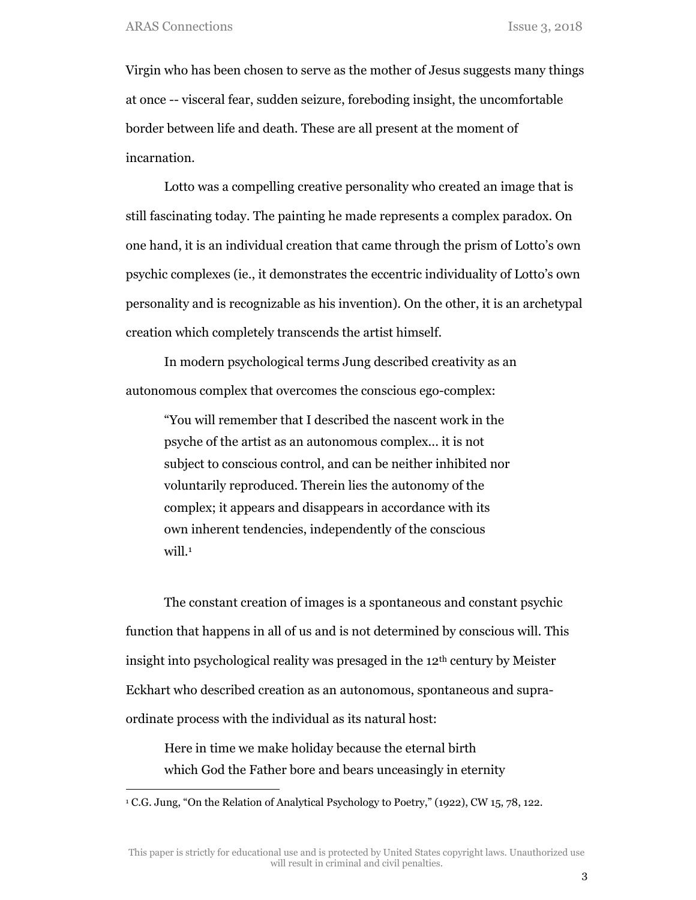Virgin who has been chosen to serve as the mother of Jesus suggests many things at once -- visceral fear, sudden seizure, foreboding insight, the uncomfortable border between life and death. These are all present at the moment of incarnation.

Lotto was a compelling creative personality who created an image that is still fascinating today. The painting he made represents a complex paradox. On one hand, it is an individual creation that came through the prism of Lotto's own psychic complexes (ie., it demonstrates the eccentric individuality of Lotto's own personality and is recognizable as his invention). On the other, it is an archetypal creation which completely transcends the artist himself.

In modern psychological terms Jung described creativity as an autonomous complex that overcomes the conscious ego-complex:

> "You will remember that I described the nascent work in the psyche of the artist as an autonomous complex… it is not subject to conscious control, and can be neither inhibited nor voluntarily reproduced. Therein lies the autonomy of the complex; it appears and disappears in accordance with its own inherent tendencies, independently of the conscious will.[1]

The constant creation of images is a spontaneous and constant psychic function that happens in all of us and is not determined by conscious will. This insight into psychological reality was presaged in the 12th century by Meister Eckhart who described creation as an autonomous, spontaneous and supra-ordinate process with the individual as its natural host:

> Here in time we make holiday because the eternal birth which God the Father bore and bears unceasingly in eternity

[1] C.G. Jung, "On the Relation of Analytical Psychology to Poetry," (1922), CW 15, 78, 122.

This paper is strictly for educational use and is protected by United States copyright laws. Unauthorized use will result in criminal and civil penalties.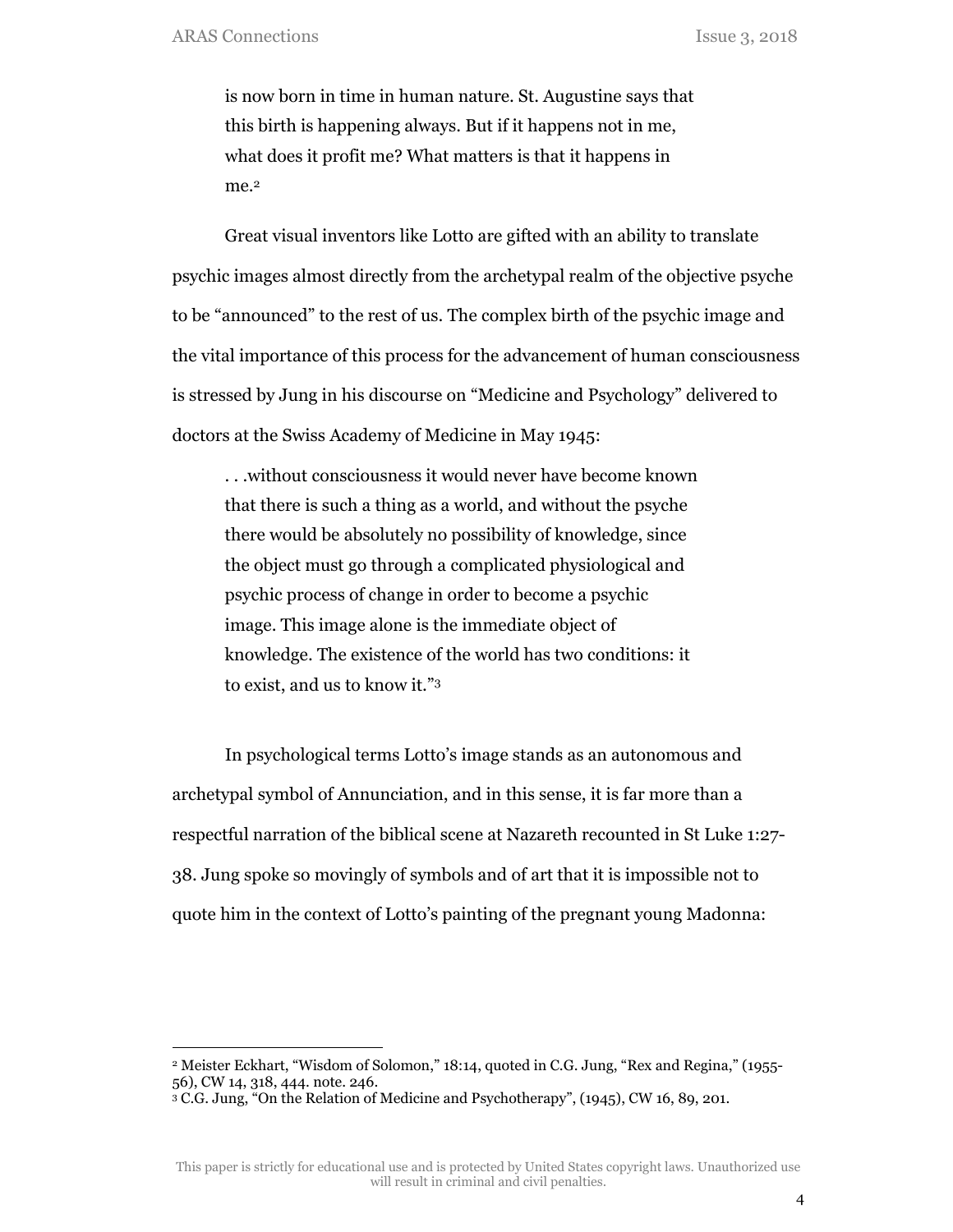> is now born in time in human nature. St. Augustine says that this birth is happening always. But if it happens not in me, what does it profit me? What matters is that it happens in me.[2]

Great visual inventors like Lotto are gifted with an ability to translate psychic images almost directly from the archetypal realm of the objective psyche to be "announced" to the rest of us. The complex birth of the psychic image and the vital importance of this process for the advancement of human consciousness is stressed by Jung in his discourse on "Medicine and Psychology" delivered to doctors at the Swiss Academy of Medicine in May 1945:

> . . .without consciousness it would never have become known that there is such a thing as a world, and without the psyche there would be absolutely no possibility of knowledge, since the object must go through a complicated physiological and psychic process of change in order to become a psychic image. This image alone is the immediate object of knowledge. The existence of the world has two conditions: it to exist, and us to know it."[3]

In psychological terms Lotto's image stands as an autonomous and archetypal symbol of Annunciation, and in this sense, it is far more than a respectful narration of the biblical scene at Nazareth recounted in St Luke 1:27-38. Jung spoke so movingly of symbols and of art that it is impossible not to quote him in the context of Lotto's painting of the pregnant young Madonna:

---

[2] Meister Eckhart, "Wisdom of Solomon," 18:14, quoted in C.G. Jung, "Rex and Regina," (1955-56), CW 14, 318, 444. note. 246.

[3] C.G. Jung, "On the Relation of Medicine and Psychotherapy", (1945), CW 16, 89, 201.

This paper is strictly for educational use and is protected by United States copyright laws. Unauthorized use will result in criminal and civil penalties.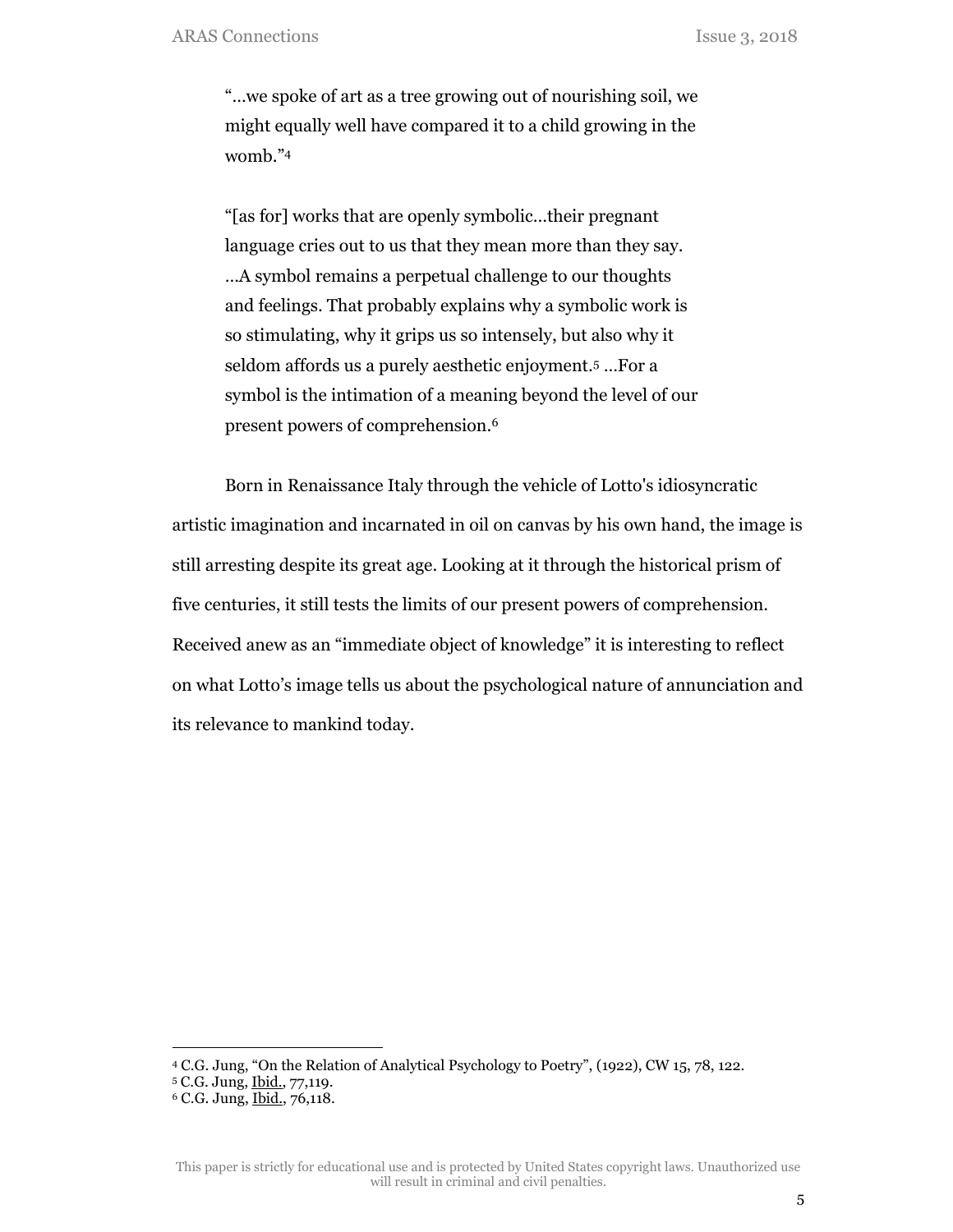> "...we spoke of art as a tree growing out of nourishing soil, we might equally well have compared it to a child growing in the womb."[4]

> "[as for] works that are openly symbolic...their pregnant language cries out to us that they mean more than they say. ...A symbol remains a perpetual challenge to our thoughts and feelings. That probably explains why a symbolic work is so stimulating, why it grips us so intensely, but also why it seldom affords us a purely aesthetic enjoyment.[5] ...For a symbol is the intimation of a meaning beyond the level of our present powers of comprehension.[6]

Born in Renaissance Italy through the vehicle of Lotto's idiosyncratic artistic imagination and incarnated in oil on canvas by his own hand, the image is still arresting despite its great age. Looking at it through the historical prism of five centuries, it still tests the limits of our present powers of comprehension. Received anew as an "immediate object of knowledge" it is interesting to reflect on what Lotto's image tells us about the psychological nature of annunciation and its relevance to mankind today.

---

[4] C.G. Jung, "On the Relation of Analytical Psychology to Poetry", (1922), CW 15, 78, 122.
[5] C.G. Jung, Ibid., 77,119.
[6] C.G. Jung, Ibid., 76,118.

This paper is strictly for educational use and is protected by United States copyright laws. Unauthorized use will result in criminal and civil penalties.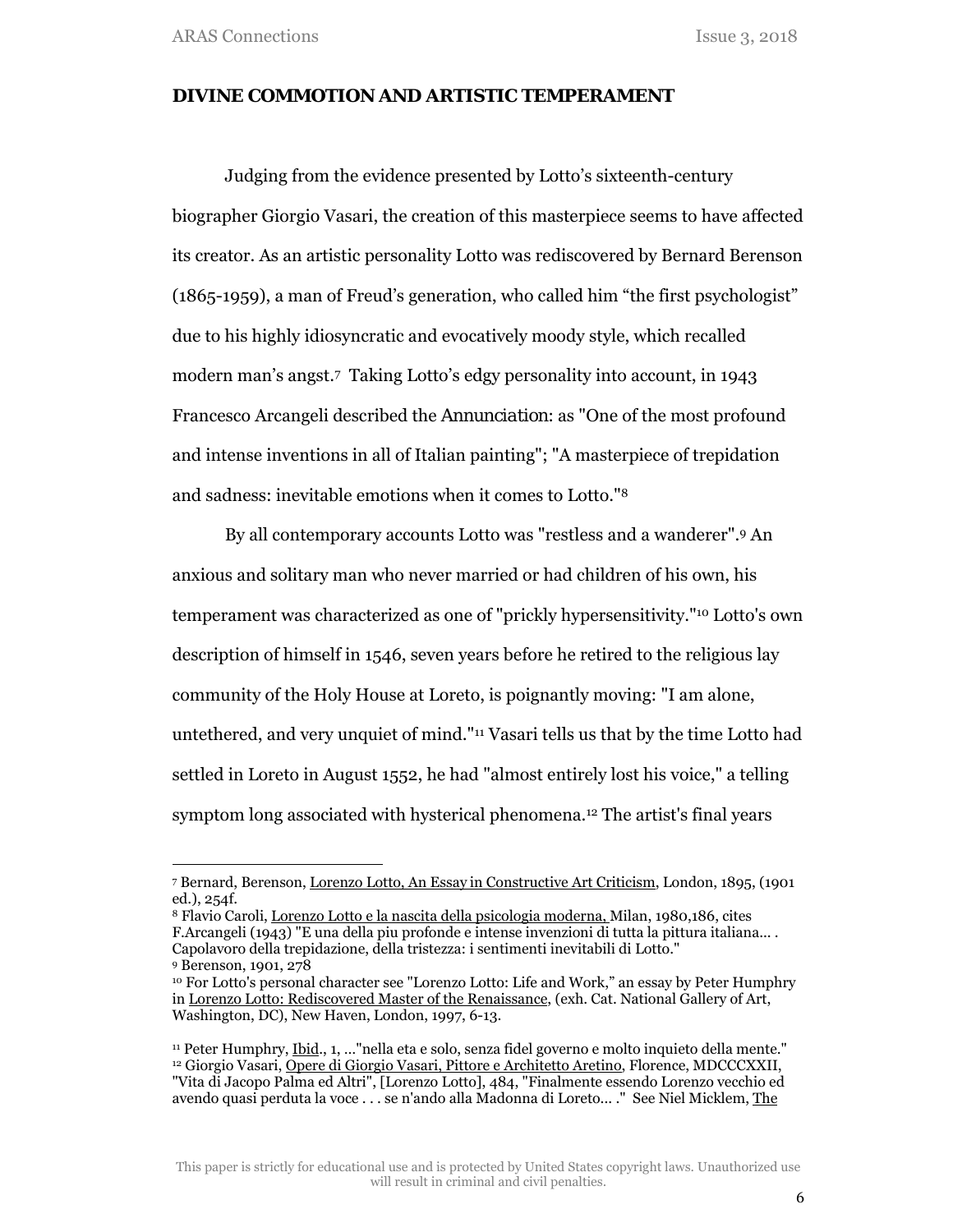## DIVINE COMMOTION AND ARTISTIC TEMPERAMENT

Judging from the evidence presented by Lotto's sixteenth-century biographer Giorgio Vasari, the creation of this masterpiece seems to have affected its creator. As an artistic personality Lotto was rediscovered by Bernard Berenson (1865-1959), a man of Freud's generation, who called him "the first psychologist" due to his highly idiosyncratic and evocatively moody style, which recalled modern man's angst.[7] Taking Lotto's edgy personality into account, in 1943 Francesco Arcangeli described the *Annunciation*: as "One of the most profound and intense inventions in all of Italian painting"; "A masterpiece of trepidation and sadness: inevitable emotions when it comes to Lotto."[8]

By all contemporary accounts Lotto was "restless and a wanderer".[9] An anxious and solitary man who never married or had children of his own, his temperament was characterized as one of "prickly hypersensitivity."[10] Lotto's own description of himself in 1546, seven years before he retired to the religious lay community of the Holy House at Loreto, is poignantly moving: "I am alone, untethered, and very unquiet of mind."[11] Vasari tells us that by the time Lotto had settled in Loreto in August 1552, he had "almost entirely lost his voice," a telling symptom long associated with hysterical phenomena.[12] The artist's final years

---

[7] Bernard, Berenson, Lorenzo Lotto, An Essay in Constructive Art Criticism, London, 1895, (1901 ed.), 254f.

[8] Flavio Caroli, Lorenzo Lotto e la nascita della psicologia moderna, Milan, 1980,186, cites F.Arcangeli (1943) "E una della piu profonde e intense invenzioni di tutta la pittura italiana... . Capolavoro della trepidazione, della tristezza: i sentimenti inevitabili di Lotto."

[9] Berenson, 1901, 278

[10] For Lotto's personal character see "Lorenzo Lotto: Life and Work," an essay by Peter Humphry in Lorenzo Lotto: Rediscovered Master of the Renaissance, (exh. Cat. National Gallery of Art, Washington, DC), New Haven, London, 1997, 6-13.

[11] Peter Humphry, Ibid., 1, ..."nella eta e solo, senza fidel governo e molto inquieto della mente."

[12] Giorgio Vasari, Opere di Giorgio Vasari, Pittore e Architetto Aretino, Florence, MDCCCXXII, "Vita di Jacopo Palma ed Altri", [Lorenzo Lotto], 484, "Finalmente essendo Lorenzo vecchio ed avendo quasi perduta la voce . . . se n'ando alla Madonna di Loreto... ." See Niel Micklem, The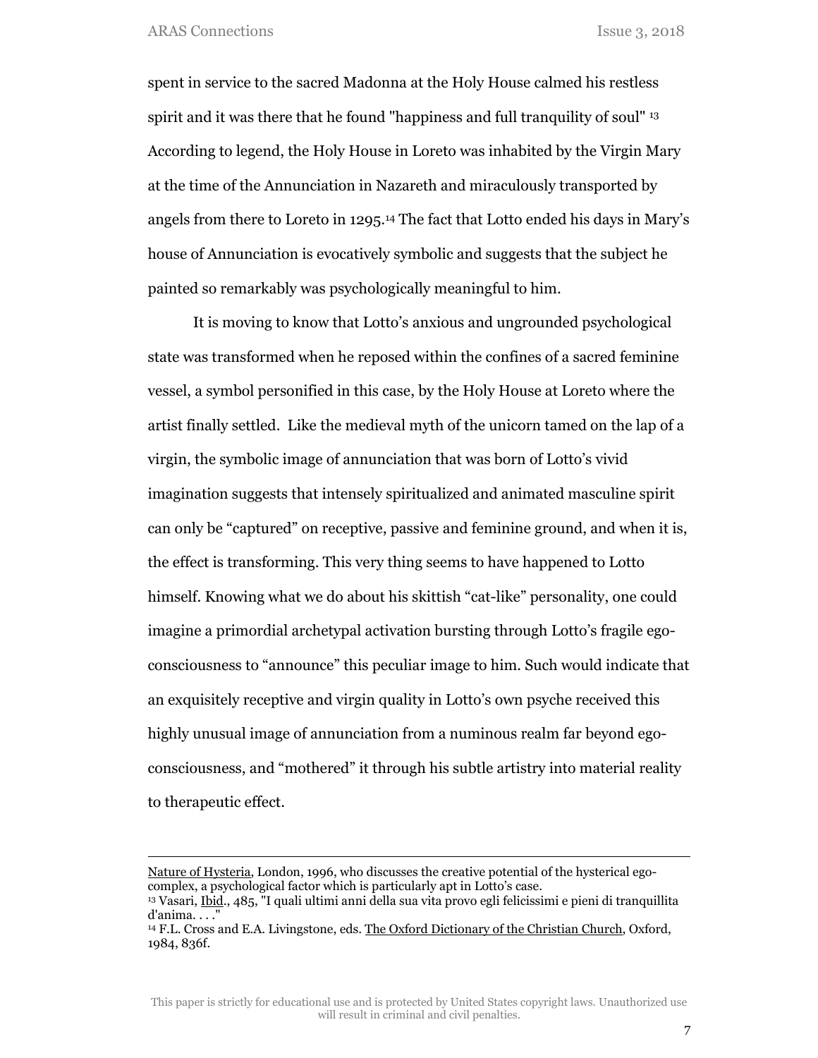spent in service to the sacred Madonna at the Holy House calmed his restless spirit and it was there that he found "happiness and full tranquility of soul" [13] According to legend, the Holy House in Loreto was inhabited by the Virgin Mary at the time of the Annunciation in Nazareth and miraculously transported by angels from there to Loreto in 1295.[14] The fact that Lotto ended his days in Mary's house of Annunciation is evocatively symbolic and suggests that the subject he painted so remarkably was psychologically meaningful to him.

It is moving to know that Lotto's anxious and ungrounded psychological state was transformed when he reposed within the confines of a sacred feminine vessel, a symbol personified in this case, by the Holy House at Loreto where the artist finally settled. Like the medieval myth of the unicorn tamed on the lap of a virgin, the symbolic image of annunciation that was born of Lotto's vivid imagination suggests that intensely spiritualized and animated masculine spirit can only be "captured" on receptive, passive and feminine ground, and when it is, the effect is transforming. This very thing seems to have happened to Lotto himself. Knowing what we do about his skittish "cat-like" personality, one could imagine a primordial archetypal activation bursting through Lotto's fragile ego-consciousness to "announce" this peculiar image to him. Such would indicate that an exquisitely receptive and virgin quality in Lotto's own psyche received this highly unusual image of annunciation from a numinous realm far beyond ego-consciousness, and "mothered" it through his subtle artistry into material reality to therapeutic effect.

---

Nature of Hysteria, London, 1996, who discusses the creative potential of the hysterical ego-complex, a psychological factor which is particularly apt in Lotto's case.

[13] Vasari, Ibid., 485, "I quali ultimi anni della sua vita provo egli felicissimi e pieni di tranquillita d'anima. . . ."

[14] F.L. Cross and E.A. Livingstone, eds. The Oxford Dictionary of the Christian Church, Oxford, 1984, 836f.

This paper is strictly for educational use and is protected by United States copyright laws. Unauthorized use will result in criminal and civil penalties.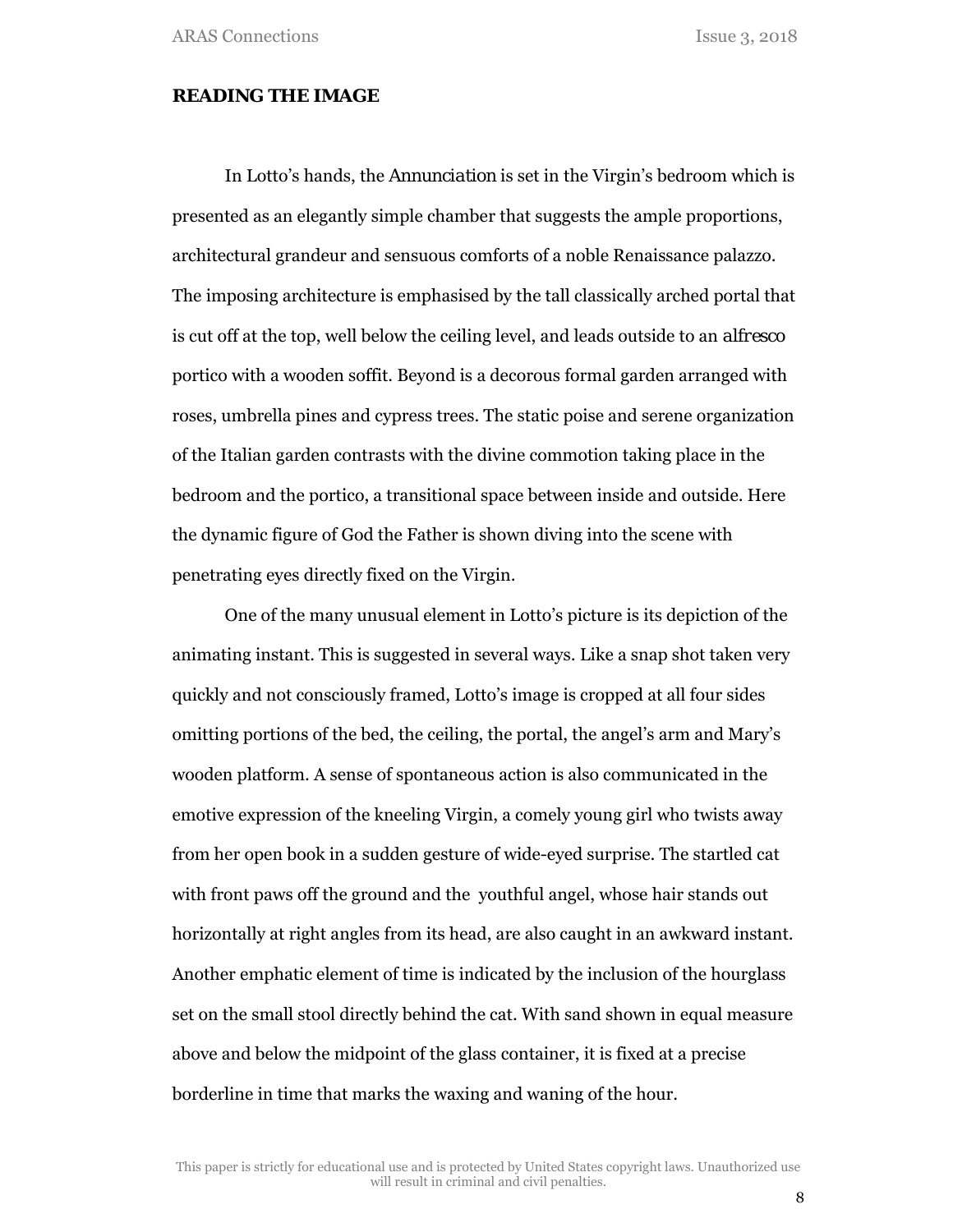**READING THE IMAGE**

In Lotto's hands, the *Annunciation* is set in the Virgin's bedroom which is presented as an elegantly simple chamber that suggests the ample proportions, architectural grandeur and sensuous comforts of a noble Renaissance palazzo. The imposing architecture is emphasised by the tall classically arched portal that is cut off at the top, well below the ceiling level, and leads outside to an *alfresco* portico with a wooden soffit. Beyond is a decorous formal garden arranged with roses, umbrella pines and cypress trees. The static poise and serene organization of the Italian garden contrasts with the divine commotion taking place in the bedroom and the portico, a transitional space between inside and outside. Here the dynamic figure of God the Father is shown diving into the scene with penetrating eyes directly fixed on the Virgin.

One of the many unusual element in Lotto's picture is its depiction of the animating instant. This is suggested in several ways. Like a snap shot taken very quickly and not consciously framed, Lotto's image is cropped at all four sides omitting portions of the bed, the ceiling, the portal, the angel's arm and Mary's wooden platform. A sense of spontaneous action is also communicated in the emotive expression of the kneeling Virgin, a comely young girl who twists away from her open book in a sudden gesture of wide-eyed surprise. The startled cat with front paws off the ground and the youthful angel, whose hair stands out horizontally at right angles from its head, are also caught in an awkward instant. Another emphatic element of time is indicated by the inclusion of the hourglass set on the small stool directly behind the cat. With sand shown in equal measure above and below the midpoint of the glass container, it is fixed at a precise borderline in time that marks the waxing and waning of the hour.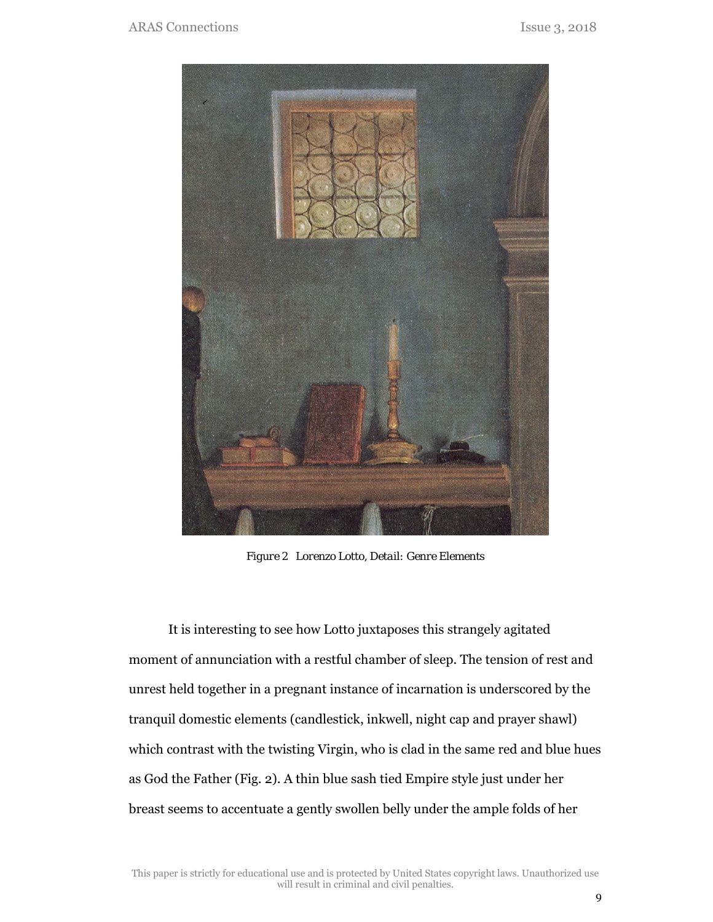*Figure 2 Lorenzo Lotto, Detail: Genre Elements*

It is interesting to see how Lotto juxtaposes this strangely agitated moment of annunciation with a restful chamber of sleep. The tension of rest and unrest held together in a pregnant instance of incarnation is underscored by the tranquil domestic elements (candlestick, inkwell, night cap and prayer shawl) which contrast with the twisting Virgin, who is clad in the same red and blue hues as God the Father (Fig. 2). A thin blue sash tied Empire style just under her breast seems to accentuate a gently swollen belly under the ample folds of her

This paper is strictly for educational use and is protected by United States copyright laws. Unauthorized use will result in criminal and civil penalties.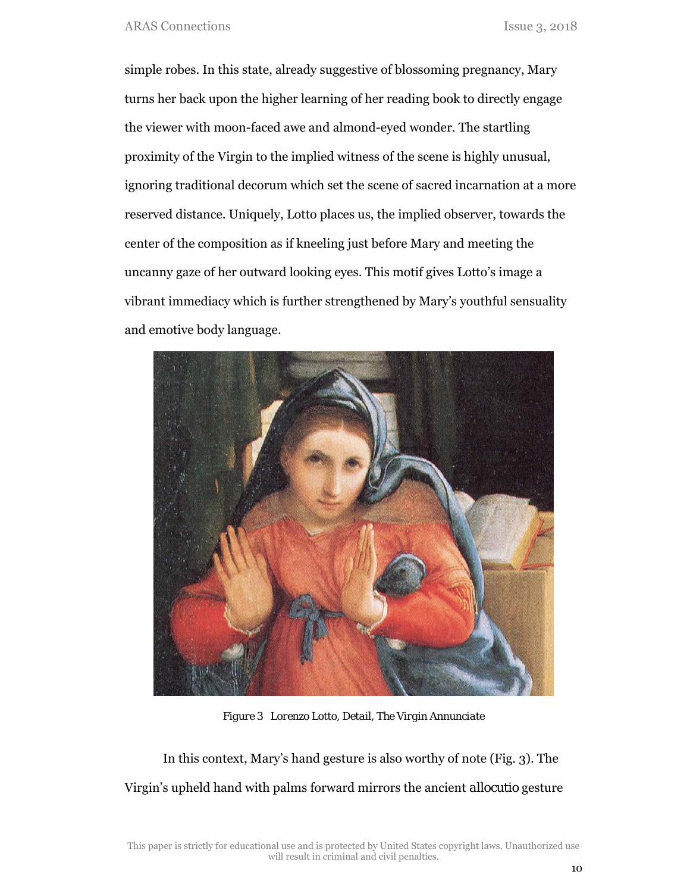simple robes. In this state, already suggestive of blossoming pregnancy, Mary turns her back upon the higher learning of her reading book to directly engage the viewer with moon-faced awe and almond-eyed wonder. The startling proximity of the Virgin to the implied witness of the scene is highly unusual, ignoring traditional decorum which set the scene of sacred incarnation at a more reserved distance. Uniquely, Lotto places us, the implied observer, towards the center of the composition as if kneeling just before Mary and meeting the uncanny gaze of her outward looking eyes. This motif gives Lotto's image a vibrant immediacy which is further strengthened by Mary's youthful sensuality and emotive body language.

Figure 3 Lorenzo Lotto, Detail, The Virgin Annunciate

In this context, Mary's hand gesture is also worthy of note (Fig. 3). The Virgin's upheld hand with palms forward mirrors the ancient *allocutio* gesture

This paper is strictly for educational use and is protected by United States copyright laws. Unauthorized use will result in criminal and civil penalties.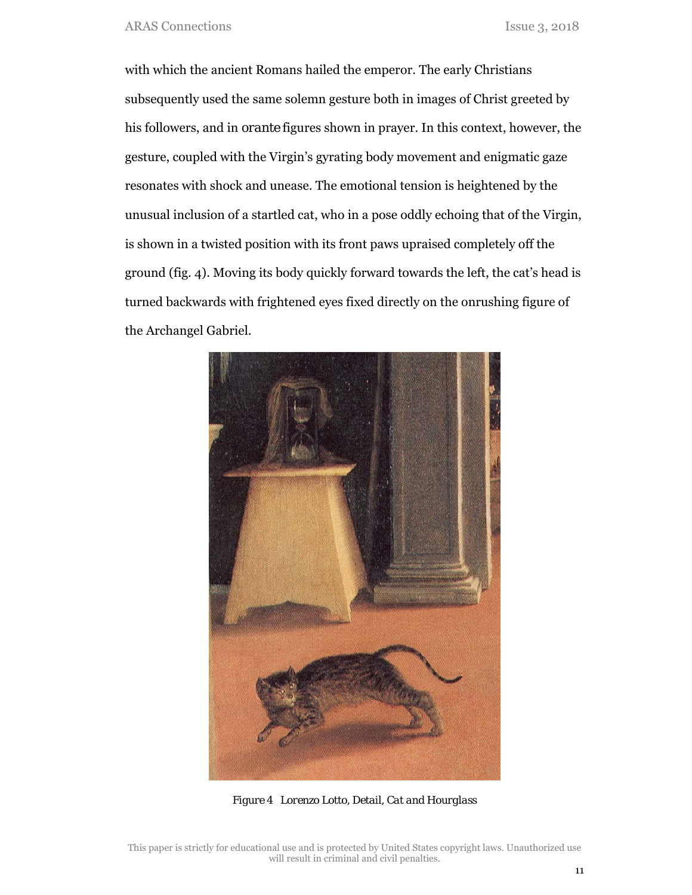with which the ancient Romans hailed the emperor. The early Christians subsequently used the same solemn gesture both in images of Christ greeted by his followers, and in *orante* figures shown in prayer. In this context, however, the gesture, coupled with the Virgin's gyrating body movement and enigmatic gaze resonates with shock and unease. The emotional tension is heightened by the unusual inclusion of a startled cat, who in a pose oddly echoing that of the Virgin, is shown in a twisted position with its front paws upraised completely off the ground (fig. 4). Moving its body quickly forward towards the left, the cat's head is turned backwards with frightened eyes fixed directly on the onrushing figure of the Archangel Gabriel.

*Figure 4 Lorenzo Lotto, Detail, Cat and Hourglass*

This paper is strictly for educational use and is protected by United States copyright laws. Unauthorized use will result in criminal and civil penalties.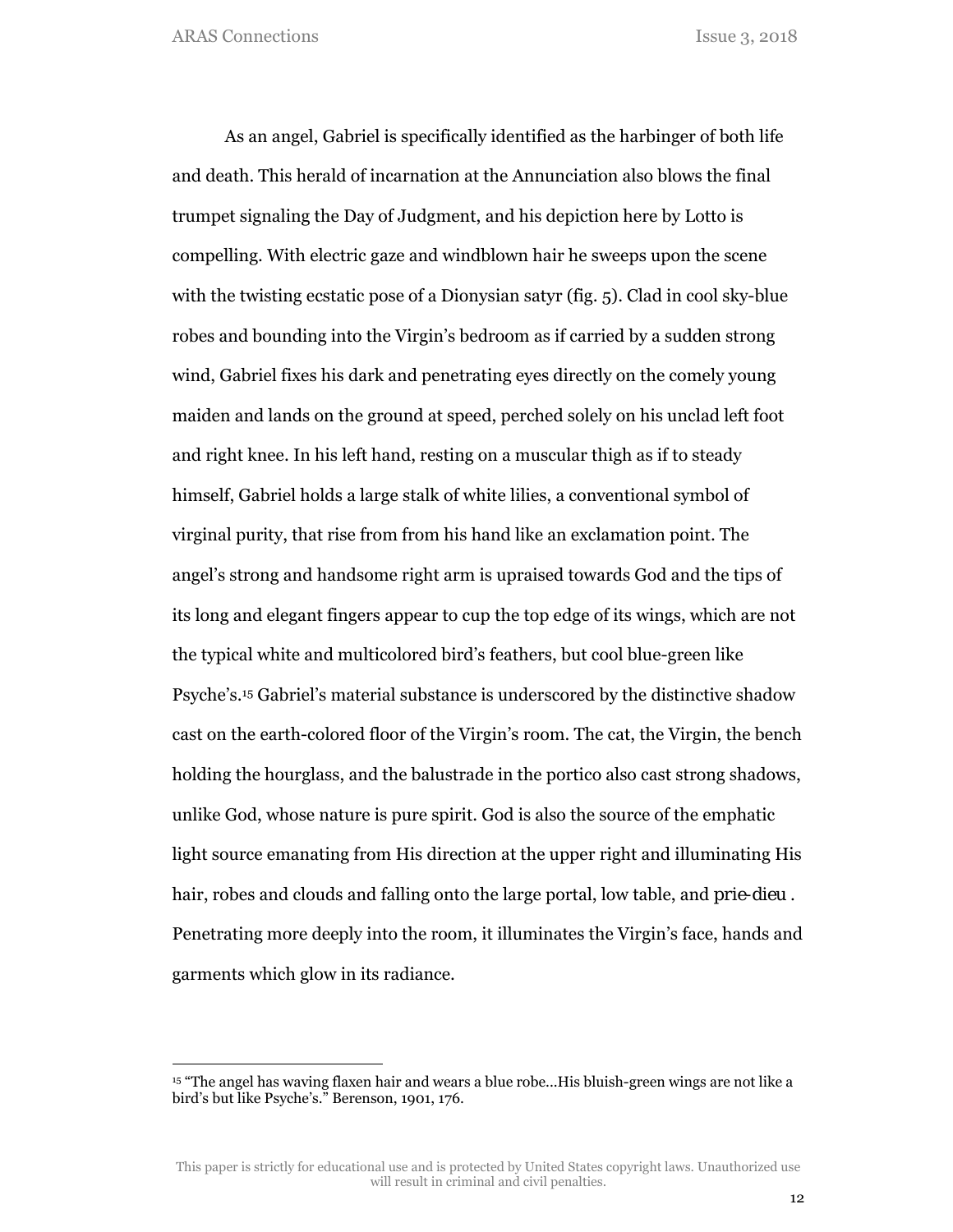As an angel, Gabriel is specifically identified as the harbinger of both life and death. This herald of incarnation at the Annunciation also blows the final trumpet signaling the Day of Judgment, and his depiction here by Lotto is compelling. With electric gaze and windblown hair he sweeps upon the scene with the twisting ecstatic pose of a Dionysian satyr (fig. 5). Clad in cool sky-blue robes and bounding into the Virgin's bedroom as if carried by a sudden strong wind, Gabriel fixes his dark and penetrating eyes directly on the comely young maiden and lands on the ground at speed, perched solely on his unclad left foot and right knee. In his left hand, resting on a muscular thigh as if to steady himself, Gabriel holds a large stalk of white lilies, a conventional symbol of virginal purity, that rise from from his hand like an exclamation point. The angel's strong and handsome right arm is upraised towards God and the tips of its long and elegant fingers appear to cup the top edge of its wings, which are not the typical white and multicolored bird's feathers, but cool blue-green like Psyche's.[15] Gabriel's material substance is underscored by the distinctive shadow cast on the earth-colored floor of the Virgin's room. The cat, the Virgin, the bench holding the hourglass, and the balustrade in the portico also cast strong shadows, unlike God, whose nature is pure spirit. God is also the source of the emphatic light source emanating from His direction at the upper right and illuminating His hair, robes and clouds and falling onto the large portal, low table, and *prie-dieu*. Penetrating more deeply into the room, it illuminates the Virgin's face, hands and garments which glow in its radiance.

[15] "The angel has waving flaxen hair and wears a blue robe…His bluish-green wings are not like a bird's but like Psyche's." Berenson, 1901, 176.

This paper is strictly for educational use and is protected by United States copyright laws. Unauthorized use will result in criminal and civil penalties.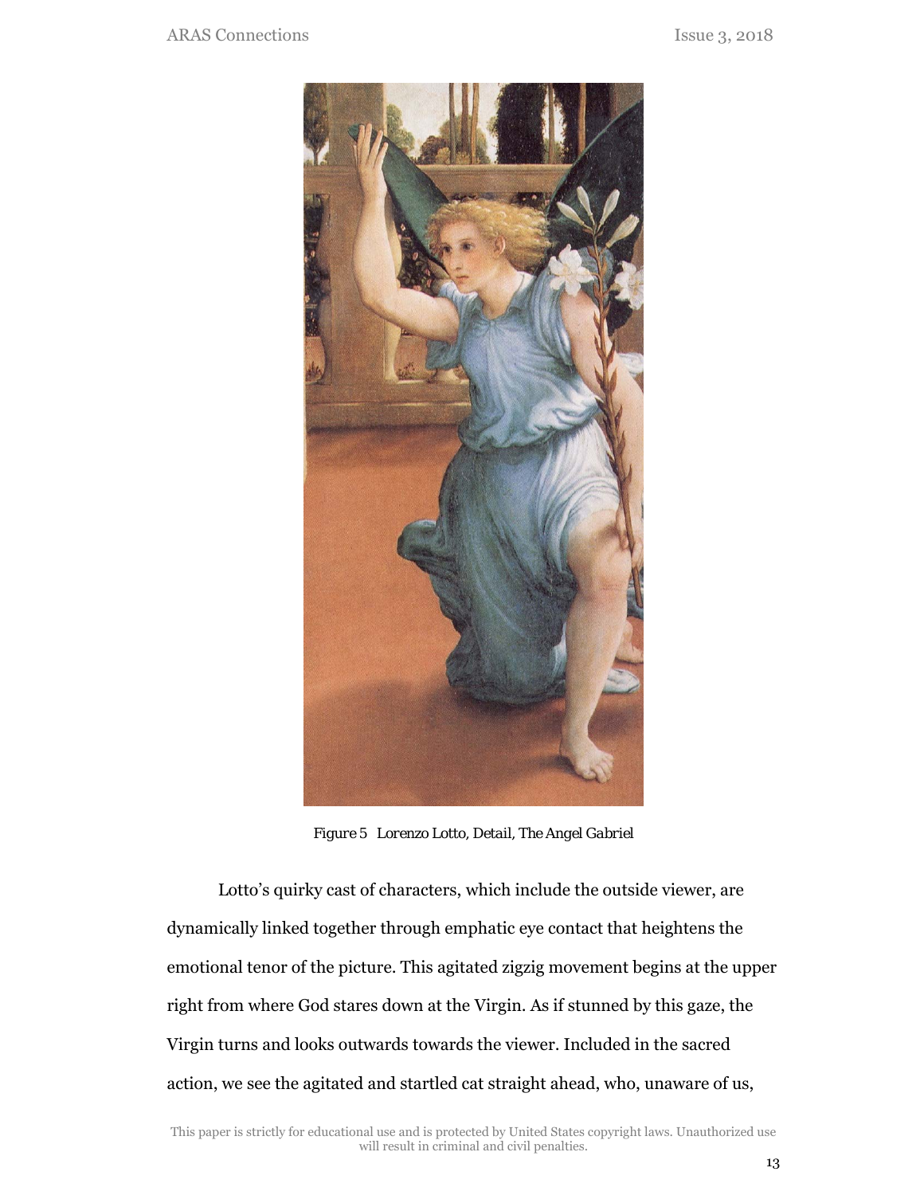Figure 5 Lorenzo Lotto, Detail, *The Angel Gabriel*

Lotto's quirky cast of characters, which include the outside viewer, are dynamically linked together through emphatic eye contact that heightens the emotional tenor of the picture. This agitated zigzig movement begins at the upper right from where God stares down at the Virgin. As if stunned by this gaze, the Virgin turns and looks outwards towards the viewer. Included in the sacred action, we see the agitated and startled cat straight ahead, who, unaware of us,

This paper is strictly for educational use and is protected by United States copyright laws. Unauthorized use will result in criminal and civil penalties.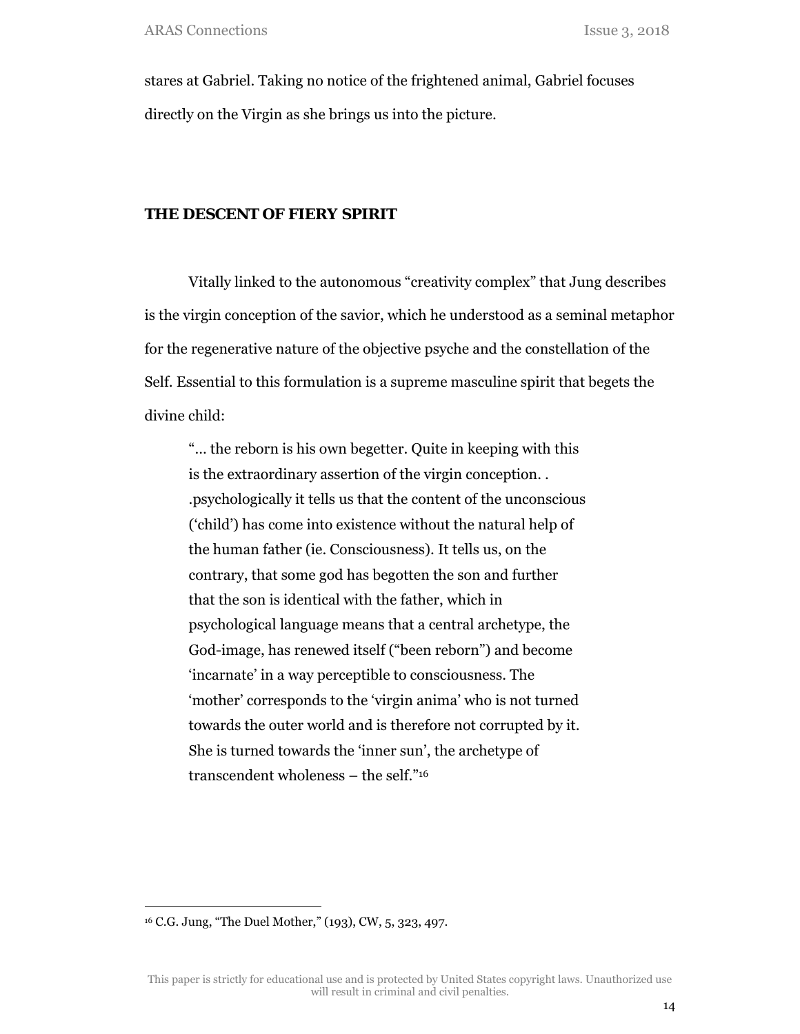stares at Gabriel. Taking no notice of the frightened animal, Gabriel focuses directly on the Virgin as she brings us into the picture.

## THE DESCENT OF FIERY SPIRIT

Vitally linked to the autonomous "creativity complex" that Jung describes is the virgin conception of the savior, which he understood as a seminal metaphor for the regenerative nature of the objective psyche and the constellation of the Self. Essential to this formulation is a supreme masculine spirit that begets the divine child:

> "… the reborn is his own begetter. Quite in keeping with this is the extraordinary assertion of the virgin conception. . .psychologically it tells us that the content of the unconscious ('child') has come into existence without the natural help of the human father (ie. Consciousness). It tells us, on the contrary, that some god has begotten the son and further that the son is identical with the father, which in psychological language means that a central archetype, the God-image, has renewed itself ("been reborn") and become 'incarnate' in a way perceptible to consciousness. The 'mother' corresponds to the 'virgin anima' who is not turned towards the outer world and is therefore not corrupted by it. She is turned towards the 'inner sun', the archetype of transcendent wholeness – the self."[16]

---

[16] C.G. Jung, "The Duel Mother," (193), CW, 5, 323, 497.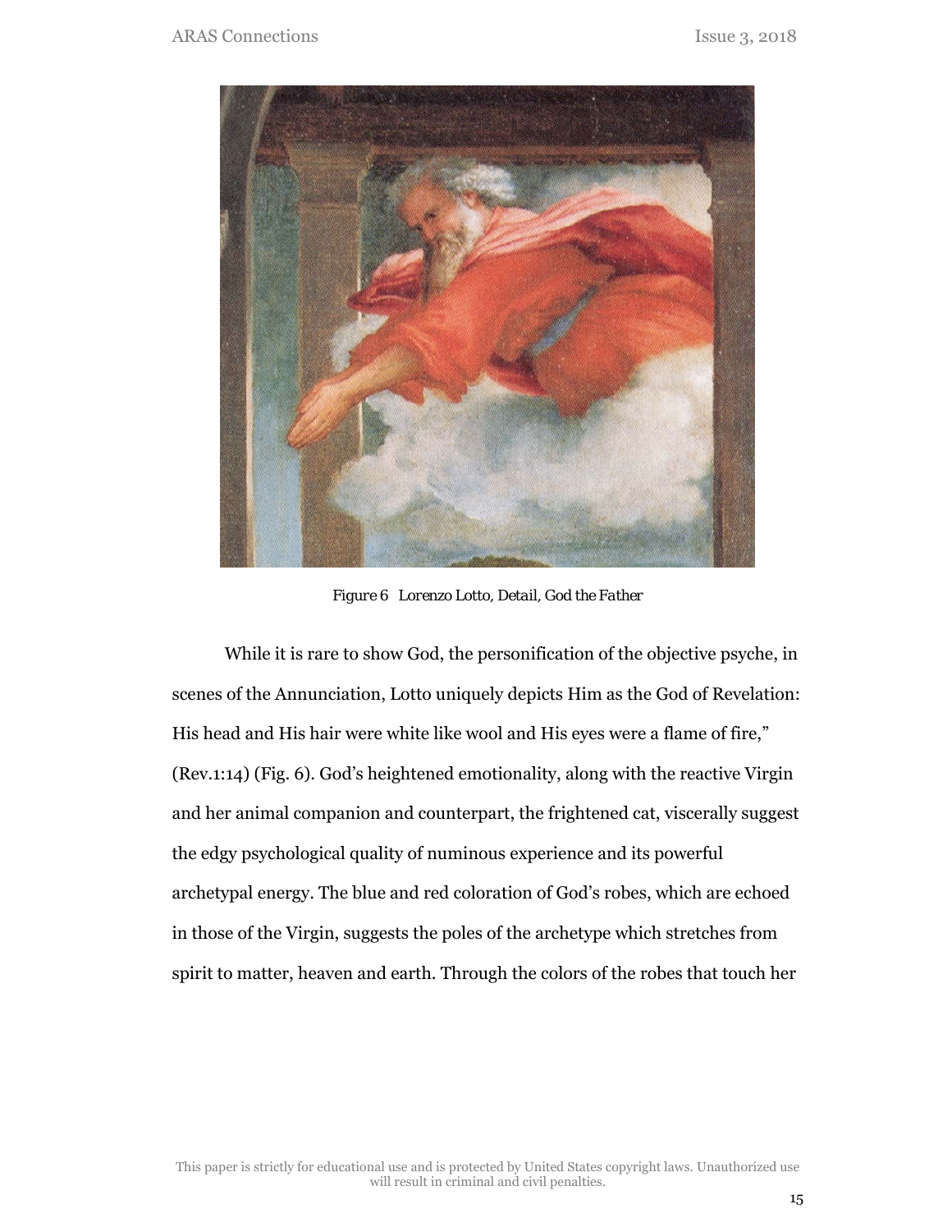*Figure 6 Lorenzo Lotto, Detail, God the Father*

While it is rare to show God, the personification of the objective psyche, in scenes of the Annunciation, Lotto uniquely depicts Him as the God of Revelation: His head and His hair were white like wool and His eyes were a flame of fire," (Rev.1:14) (Fig. 6). God's heightened emotionality, along with the reactive Virgin and her animal companion and counterpart, the frightened cat, viscerally suggest the edgy psychological quality of numinous experience and its powerful archetypal energy. The blue and red coloration of God's robes, which are echoed in those of the Virgin, suggests the poles of the archetype which stretches from spirit to matter, heaven and earth. Through the colors of the robes that touch her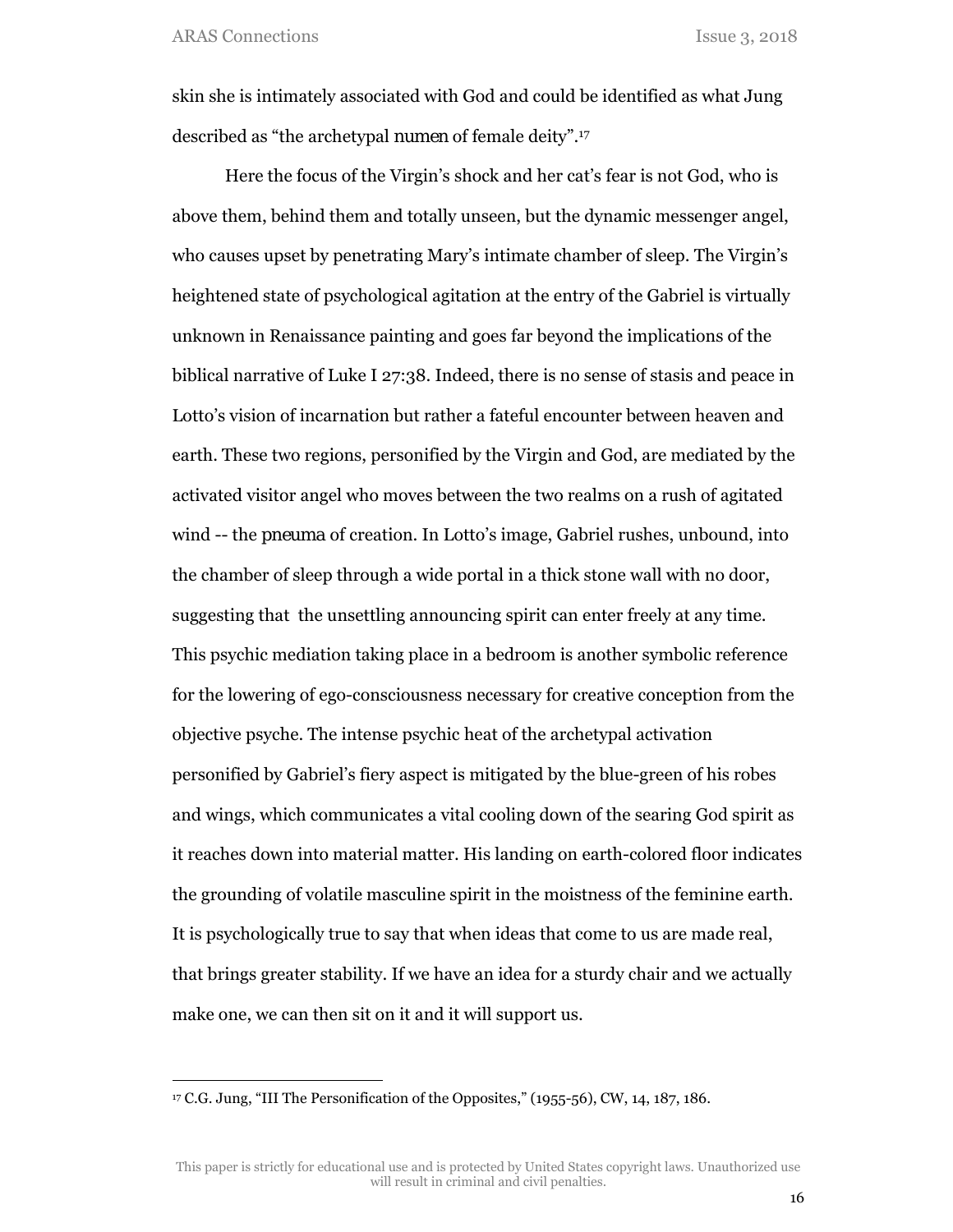skin she is intimately associated with God and could be identified as what Jung described as "the archetypal *numen* of female deity".[17]

Here the focus of the Virgin's shock and her cat's fear is not God, who is above them, behind them and totally unseen, but the dynamic messenger angel, who causes upset by penetrating Mary's intimate chamber of sleep. The Virgin's heightened state of psychological agitation at the entry of the Gabriel is virtually unknown in Renaissance painting and goes far beyond the implications of the biblical narrative of Luke I 27:38. Indeed, there is no sense of stasis and peace in Lotto's vision of incarnation but rather a fateful encounter between heaven and earth. These two regions, personified by the Virgin and God, are mediated by the activated visitor angel who moves between the two realms on a rush of agitated wind -- the *pneuma* of creation. In Lotto's image, Gabriel rushes, unbound, into the chamber of sleep through a wide portal in a thick stone wall with no door, suggesting that the unsettling announcing spirit can enter freely at any time. This psychic mediation taking place in a bedroom is another symbolic reference for the lowering of ego-consciousness necessary for creative conception from the objective psyche. The intense psychic heat of the archetypal activation personified by Gabriel's fiery aspect is mitigated by the blue-green of his robes and wings, which communicates a vital cooling down of the searing God spirit as it reaches down into material matter. His landing on earth-colored floor indicates the grounding of volatile masculine spirit in the moistness of the feminine earth. It is psychologically true to say that when ideas that come to us are made real, that brings greater stability. If we have an idea for a sturdy chair and we actually make one, we can then sit on it and it will support us.

---

[17] C.G. Jung, "III The Personification of the Opposites," (1955-56), CW, 14, 187, 186.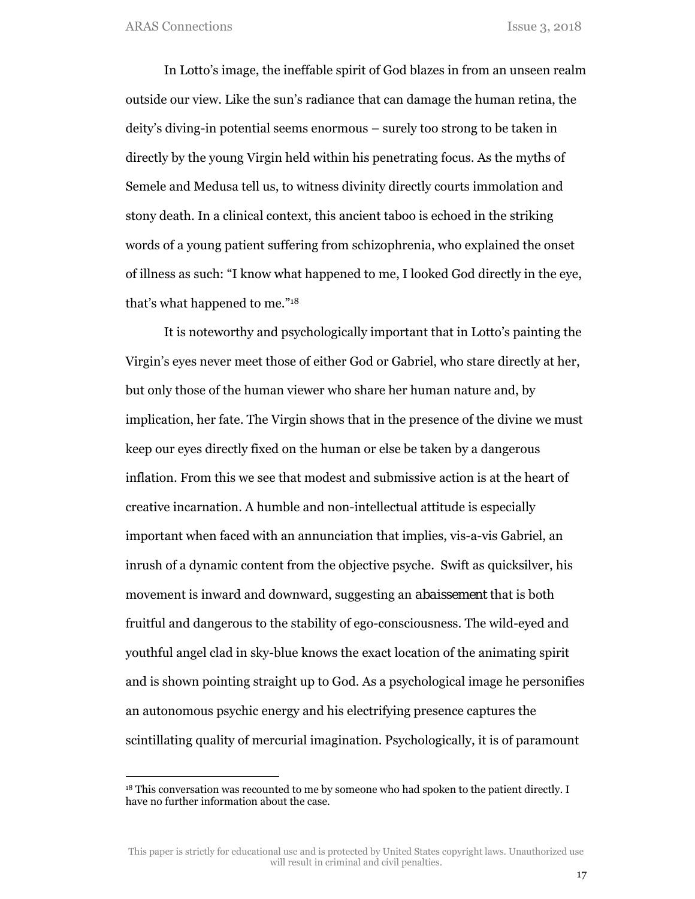In Lotto's image, the ineffable spirit of God blazes in from an unseen realm outside our view. Like the sun's radiance that can damage the human retina, the deity's diving-in potential seems enormous – surely too strong to be taken in directly by the young Virgin held within his penetrating focus. As the myths of Semele and Medusa tell us, to witness divinity directly courts immolation and stony death. In a clinical context, this ancient taboo is echoed in the striking words of a young patient suffering from schizophrenia, who explained the onset of illness as such: "I know what happened to me, I looked God directly in the eye, that's what happened to me."[18]

It is noteworthy and psychologically important that in Lotto's painting the Virgin's eyes never meet those of either God or Gabriel, who stare directly at her, but only those of the human viewer who share her human nature and, by implication, her fate. The Virgin shows that in the presence of the divine we must keep our eyes directly fixed on the human or else be taken by a dangerous inflation. From this we see that modest and submissive action is at the heart of creative incarnation. A humble and non-intellectual attitude is especially important when faced with an annunciation that implies, vis-a-vis Gabriel, an inrush of a dynamic content from the objective psyche. Swift as quicksilver, his movement is inward and downward, suggesting an *abaissement* that is both fruitful and dangerous to the stability of ego-consciousness. The wild-eyed and youthful angel clad in sky-blue knows the exact location of the animating spirit and is shown pointing straight up to God. As a psychological image he personifies an autonomous psychic energy and his electrifying presence captures the scintillating quality of mercurial imagination. Psychologically, it is of paramount

[18] This conversation was recounted to me by someone who had spoken to the patient directly. I have no further information about the case.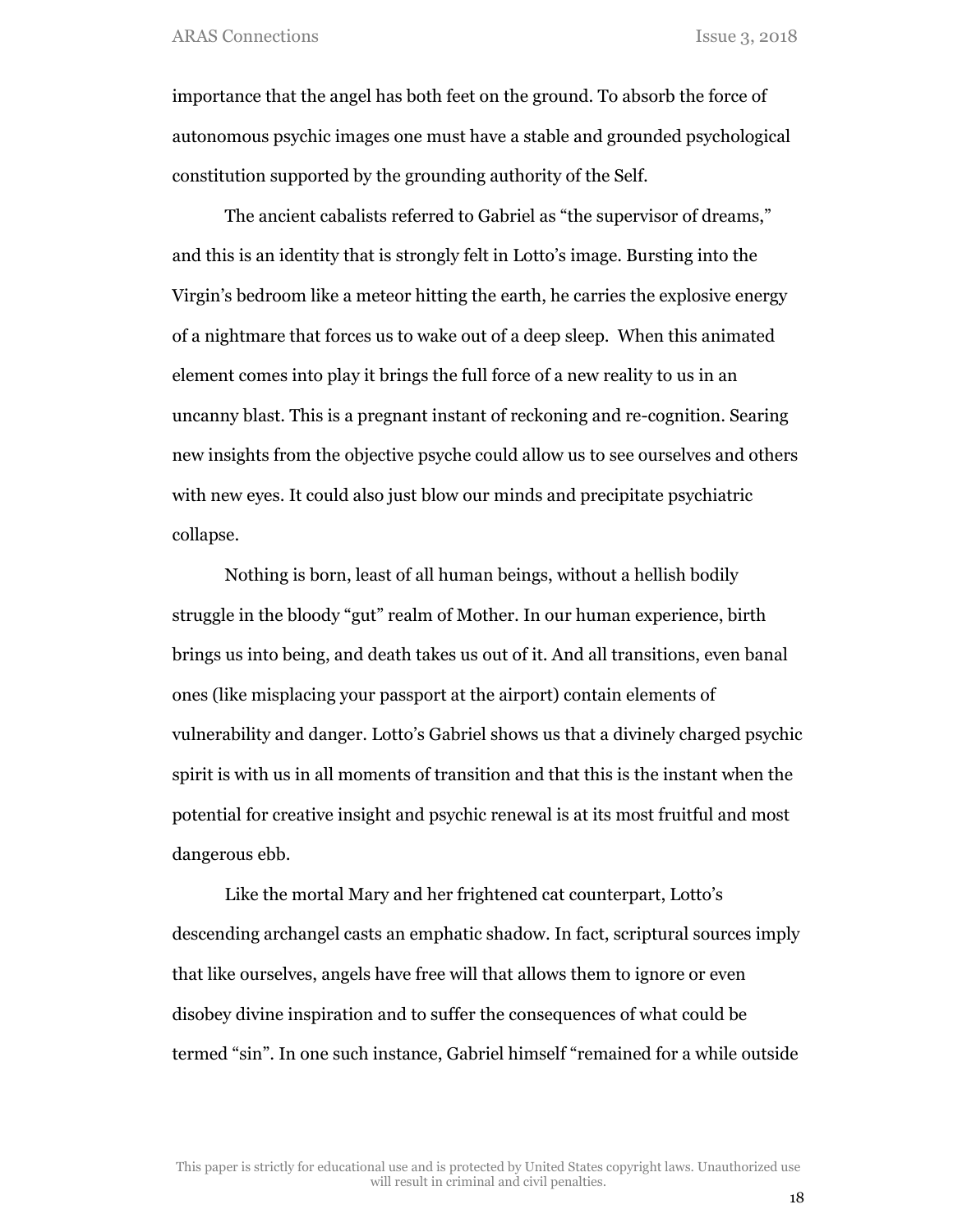importance that the angel has both feet on the ground. To absorb the force of autonomous psychic images one must have a stable and grounded psychological constitution supported by the grounding authority of the Self.

The ancient cabalists referred to Gabriel as "the supervisor of dreams," and this is an identity that is strongly felt in Lotto's image. Bursting into the Virgin's bedroom like a meteor hitting the earth, he carries the explosive energy of a nightmare that forces us to wake out of a deep sleep. When this animated element comes into play it brings the full force of a new reality to us in an uncanny blast. This is a pregnant instant of reckoning and re-cognition. Searing new insights from the objective psyche could allow us to see ourselves and others with new eyes. It could also just blow our minds and precipitate psychiatric collapse.

Nothing is born, least of all human beings, without a hellish bodily struggle in the bloody "gut" realm of Mother. In our human experience, birth brings us into being, and death takes us out of it. And all transitions, even banal ones (like misplacing your passport at the airport) contain elements of vulnerability and danger. Lotto's Gabriel shows us that a divinely charged psychic spirit is with us in all moments of transition and that this is the instant when the potential for creative insight and psychic renewal is at its most fruitful and most dangerous ebb.

Like the mortal Mary and her frightened cat counterpart, Lotto's descending archangel casts an emphatic shadow. In fact, scriptural sources imply that like ourselves, angels have free will that allows them to ignore or even disobey divine inspiration and to suffer the consequences of what could be termed "sin". In one such instance, Gabriel himself "remained for a while outside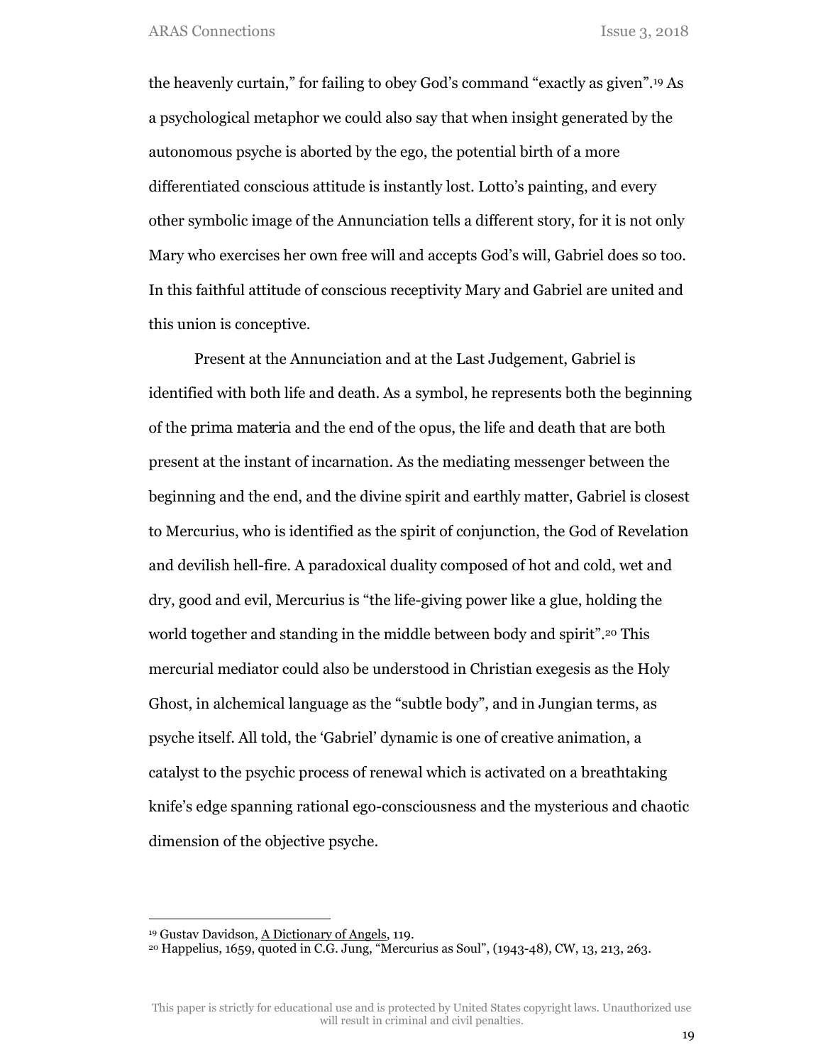the heavenly curtain," for failing to obey God's command "exactly as given".[19] As a psychological metaphor we could also say that when insight generated by the autonomous psyche is aborted by the ego, the potential birth of a more differentiated conscious attitude is instantly lost. Lotto's painting, and every other symbolic image of the Annunciation tells a different story, for it is not only Mary who exercises her own free will and accepts God's will, Gabriel does so too. In this faithful attitude of conscious receptivity Mary and Gabriel are united and this union is conceptive.

Present at the Annunciation and at the Last Judgement, Gabriel is identified with both life and death. As a symbol, he represents both the beginning of the *prima materia* and the end of the opus, the life and death that are both present at the instant of incarnation. As the mediating messenger between the beginning and the end, and the divine spirit and earthly matter, Gabriel is closest to Mercurius, who is identified as the spirit of conjunction, the God of Revelation and devilish hell-fire. A paradoxical duality composed of hot and cold, wet and dry, good and evil, Mercurius is "the life-giving power like a glue, holding the world together and standing in the middle between body and spirit".[20] This mercurial mediator could also be understood in Christian exegesis as the Holy Ghost, in alchemical language as the "subtle body", and in Jungian terms, as psyche itself. All told, the 'Gabriel' dynamic is one of creative animation, a catalyst to the psychic process of renewal which is activated on a breathtaking knife's edge spanning rational ego-consciousness and the mysterious and chaotic dimension of the objective psyche.

---

[19] Gustav Davidson, A Dictionary of Angels, 119.

[20] Happelius, 1659, quoted in C.G. Jung, "Mercurius as Soul", (1943-48), CW, 13, 213, 263.

This paper is strictly for educational use and is protected by United States copyright laws. Unauthorized use will result in criminal and civil penalties.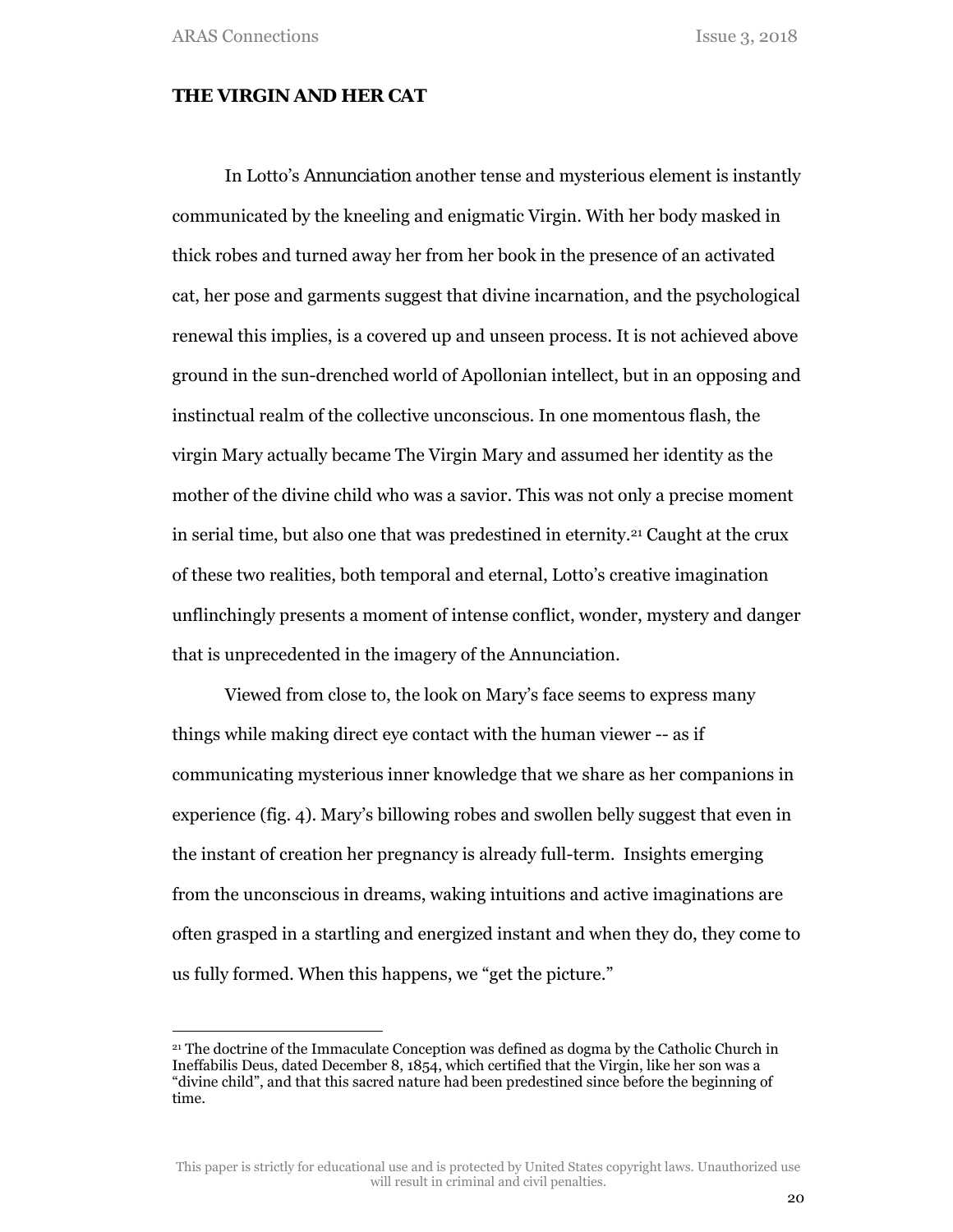## THE VIRGIN AND HER CAT

In Lotto's *Annunciation* another tense and mysterious element is instantly communicated by the kneeling and enigmatic Virgin. With her body masked in thick robes and turned away her from her book in the presence of an activated cat, her pose and garments suggest that divine incarnation, and the psychological renewal this implies, is a covered up and unseen process. It is not achieved above ground in the sun-drenched world of Apollonian intellect, but in an opposing and instinctual realm of the collective unconscious. In one momentous flash, the virgin Mary actually became The Virgin Mary and assumed her identity as the mother of the divine child who was a savior. This was not only a precise moment in serial time, but also one that was predestined in eternity.[21] Caught at the crux of these two realities, both temporal and eternal, Lotto's creative imagination unflinchingly presents a moment of intense conflict, wonder, mystery and danger that is unprecedented in the imagery of the Annunciation.

Viewed from close to, the look on Mary's face seems to express many things while making direct eye contact with the human viewer -- as if communicating mysterious inner knowledge that we share as her companions in experience (fig. 4). Mary's billowing robes and swollen belly suggest that even in the instant of creation her pregnancy is already full-term. Insights emerging from the unconscious in dreams, waking intuitions and active imaginations are often grasped in a startling and energized instant and when they do, they come to us fully formed. When this happens, we "get the picture."

[21] The doctrine of the Immaculate Conception was defined as dogma by the Catholic Church in Ineffabilis Deus, dated December 8, 1854, which certified that the Virgin, like her son was a "divine child", and that this sacred nature had been predestined since before the beginning of time.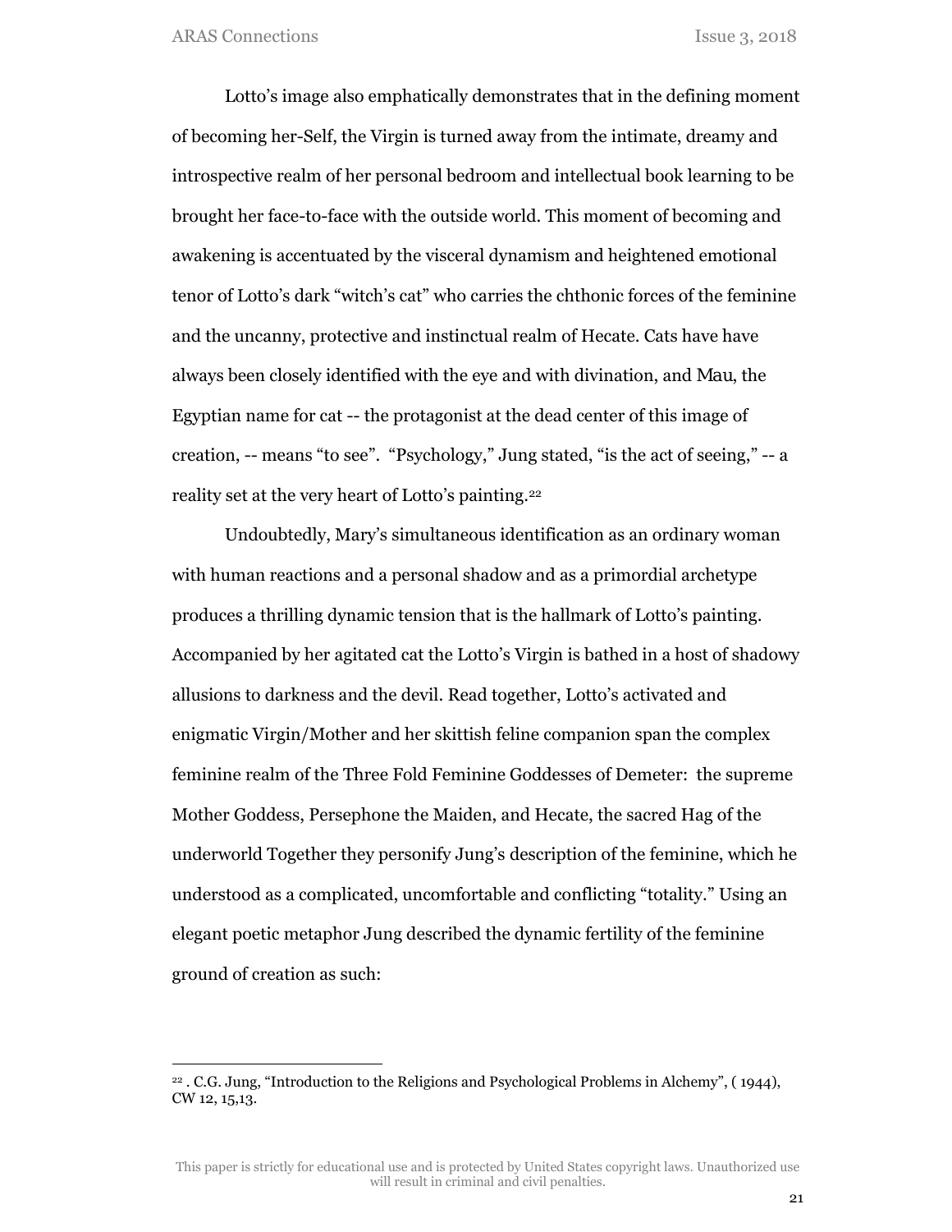Lotto's image also emphatically demonstrates that in the defining moment of becoming her-Self, the Virgin is turned away from the intimate, dreamy and introspective realm of her personal bedroom and intellectual book learning to be brought her face-to-face with the outside world. This moment of becoming and awakening is accentuated by the visceral dynamism and heightened emotional tenor of Lotto's dark "witch's cat" who carries the chthonic forces of the feminine and the uncanny, protective and instinctual realm of Hecate. Cats have have always been closely identified with the eye and with divination, and Mau, the Egyptian name for cat -- the protagonist at the dead center of this image of creation, -- means "to see". "Psychology," Jung stated, "is the act of seeing," -- a reality set at the very heart of Lotto's painting.[22]

Undoubtedly, Mary's simultaneous identification as an ordinary woman with human reactions and a personal shadow and as a primordial archetype produces a thrilling dynamic tension that is the hallmark of Lotto's painting. Accompanied by her agitated cat the Lotto's Virgin is bathed in a host of shadowy allusions to darkness and the devil. Read together, Lotto's activated and enigmatic Virgin/Mother and her skittish feline companion span the complex feminine realm of the Three Fold Feminine Goddesses of Demeter: the supreme Mother Goddess, Persephone the Maiden, and Hecate, the sacred Hag of the underworld Together they personify Jung's description of the feminine, which he understood as a complicated, uncomfortable and conflicting "totality." Using an elegant poetic metaphor Jung described the dynamic fertility of the feminine ground of creation as such:

---

[22] . C.G. Jung, "Introduction to the Religions and Psychological Problems in Alchemy", ( 1944), CW 12, 15,13.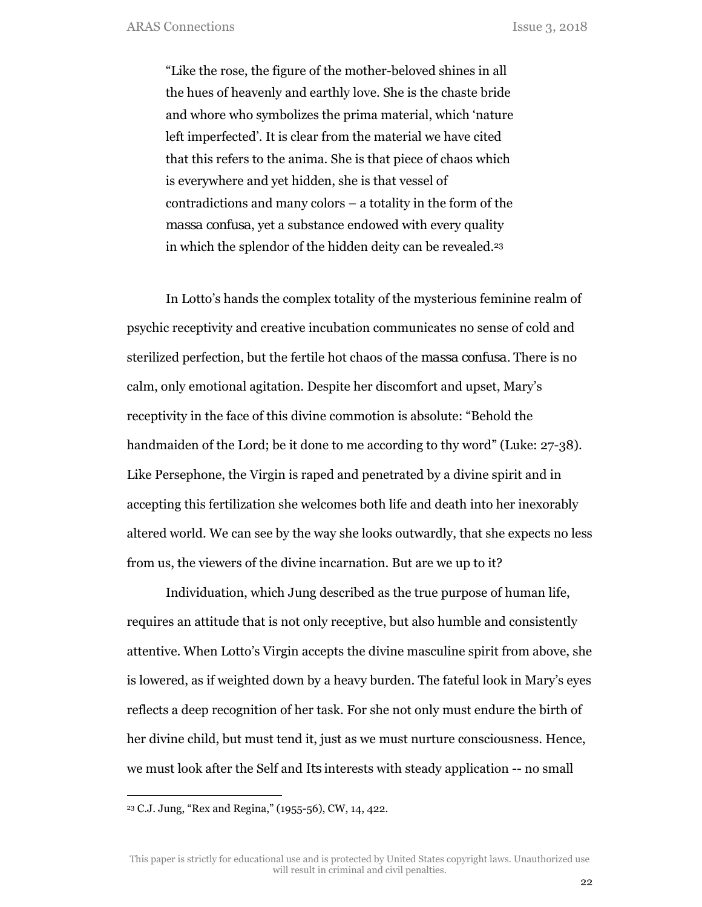> "Like the rose, the figure of the mother-beloved shines in all the hues of heavenly and earthly love. She is the chaste bride and whore who symbolizes the prima material, which 'nature left imperfected'. It is clear from the material we have cited that this refers to the anima. She is that piece of chaos which is everywhere and yet hidden, she is that vessel of contradictions and many colors – a totality in the form of the *massa confusa*, yet a substance endowed with every quality in which the splendor of the hidden deity can be revealed.[23]

In Lotto's hands the complex totality of the mysterious feminine realm of psychic receptivity and creative incubation communicates no sense of cold and sterilized perfection, but the fertile hot chaos of the *massa confusa*. There is no calm, only emotional agitation. Despite her discomfort and upset, Mary's receptivity in the face of this divine commotion is absolute: "Behold the handmaiden of the Lord; be it done to me according to thy word" (Luke: 27-38). Like Persephone, the Virgin is raped and penetrated by a divine spirit and in accepting this fertilization she welcomes both life and death into her inexorably altered world. We can see by the way she looks outwardly, that she expects no less from us, the viewers of the divine incarnation. But are we up to it?

Individuation, which Jung described as the true purpose of human life, requires an attitude that is not only receptive, but also humble and consistently attentive. When Lotto's Virgin accepts the divine masculine spirit from above, she is lowered, as if weighted down by a heavy burden. The fateful look in Mary's eyes reflects a deep recognition of her task. For she not only must endure the birth of her divine child, but must tend it, just as we must nurture consciousness. Hence, we must look after the Self and Its interests with steady application -- no small

[23] C.J. Jung, "Rex and Regina," (1955-56), CW, 14, 422.

This paper is strictly for educational use and is protected by United States copyright laws. Unauthorized use will result in criminal and civil penalties.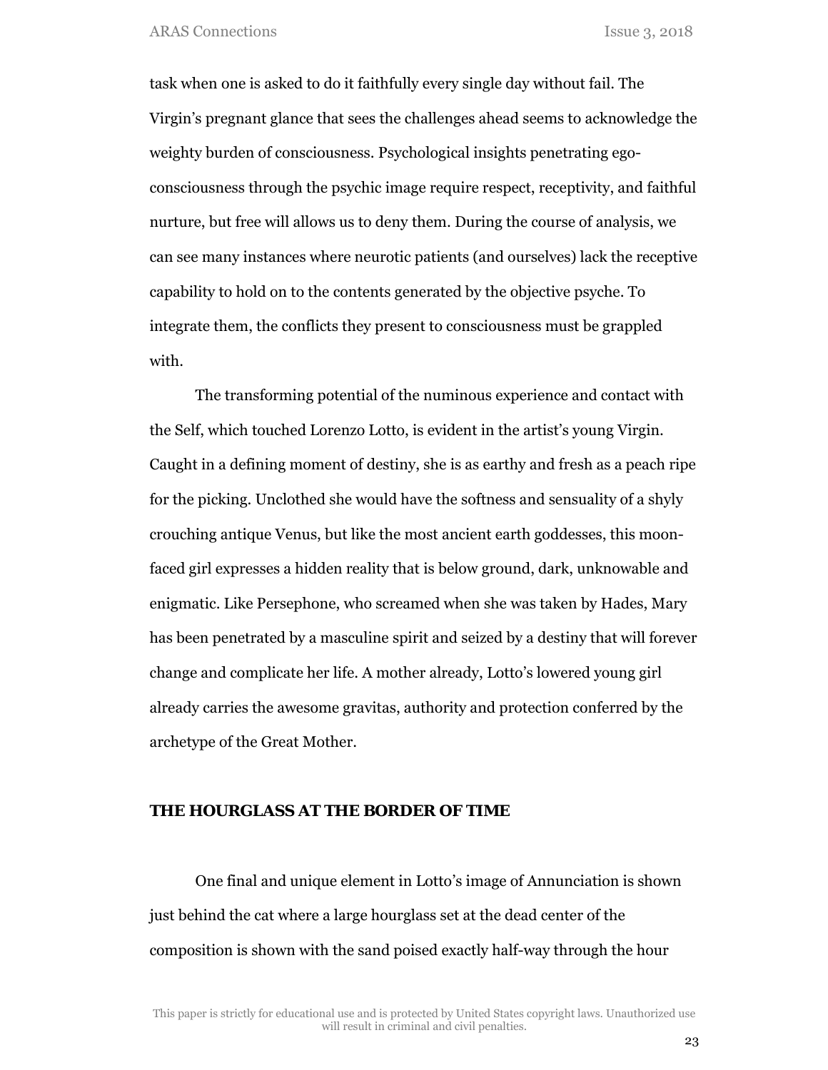task when one is asked to do it faithfully every single day without fail. The Virgin's pregnant glance that sees the challenges ahead seems to acknowledge the weighty burden of consciousness. Psychological insights penetrating ego-consciousness through the psychic image require respect, receptivity, and faithful nurture, but free will allows us to deny them. During the course of analysis, we can see many instances where neurotic patients (and ourselves) lack the receptive capability to hold on to the contents generated by the objective psyche. To integrate them, the conflicts they present to consciousness must be grappled with.

The transforming potential of the numinous experience and contact with the Self, which touched Lorenzo Lotto, is evident in the artist's young Virgin. Caught in a defining moment of destiny, she is as earthy and fresh as a peach ripe for the picking. Unclothed she would have the softness and sensuality of a shyly crouching antique Venus, but like the most ancient earth goddesses, this moon-faced girl expresses a hidden reality that is below ground, dark, unknowable and enigmatic. Like Persephone, who screamed when she was taken by Hades, Mary has been penetrated by a masculine spirit and seized by a destiny that will forever change and complicate her life. A mother already, Lotto's lowered young girl already carries the awesome gravitas, authority and protection conferred by the archetype of the Great Mother.

## THE HOURGLASS AT THE BORDER OF TIME

One final and unique element in Lotto's image of Annunciation is shown just behind the cat where a large hourglass set at the dead center of the composition is shown with the sand poised exactly half-way through the hour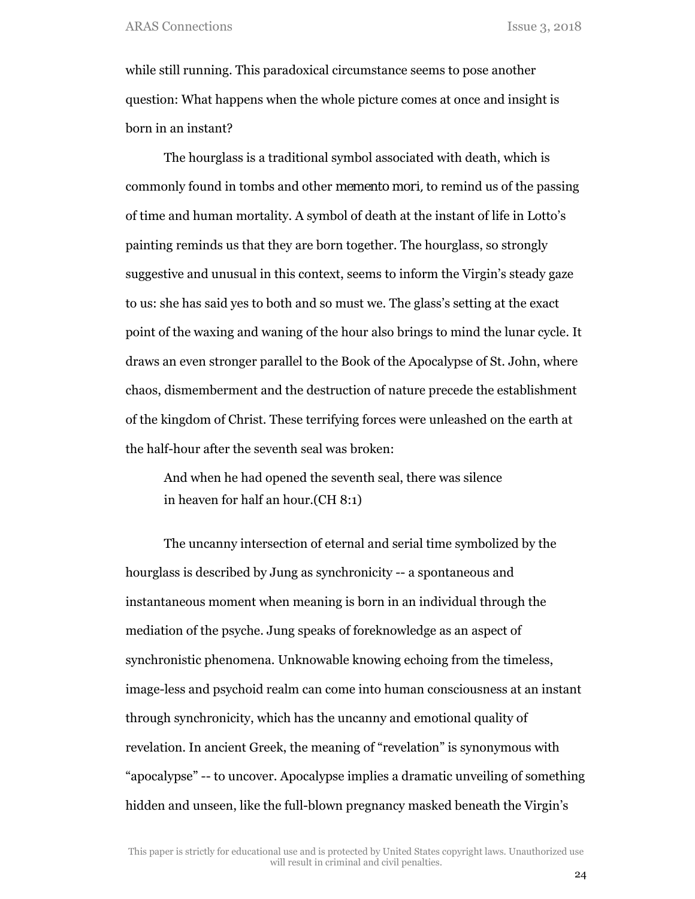while still running. This paradoxical circumstance seems to pose another question: What happens when the whole picture comes at once and insight is born in an instant?

The hourglass is a traditional symbol associated with death, which is commonly found in tombs and other *memento mori*, to remind us of the passing of time and human mortality. A symbol of death at the instant of life in Lotto's painting reminds us that they are born together. The hourglass, so strongly suggestive and unusual in this context, seems to inform the Virgin's steady gaze to us: she has said yes to both and so must we. The glass's setting at the exact point of the waxing and waning of the hour also brings to mind the lunar cycle. It draws an even stronger parallel to the Book of the Apocalypse of St. John, where chaos, dismemberment and the destruction of nature precede the establishment of the kingdom of Christ. These terrifying forces were unleashed on the earth at the half-hour after the seventh seal was broken:

> And when he had opened the seventh seal, there was silence
> in heaven for half an hour.(CH 8:1)

The uncanny intersection of eternal and serial time symbolized by the hourglass is described by Jung as synchronicity -- a spontaneous and instantaneous moment when meaning is born in an individual through the mediation of the psyche. Jung speaks of foreknowledge as an aspect of synchronistic phenomena. Unknowable knowing echoing from the timeless, image-less and psychoid realm can come into human consciousness at an instant through synchronicity, which has the uncanny and emotional quality of revelation. In ancient Greek, the meaning of "revelation" is synonymous with "apocalypse" -- to uncover. Apocalypse implies a dramatic unveiling of something hidden and unseen, like the full-blown pregnancy masked beneath the Virgin's

This paper is strictly for educational use and is protected by United States copyright laws. Unauthorized use will result in criminal and civil penalties.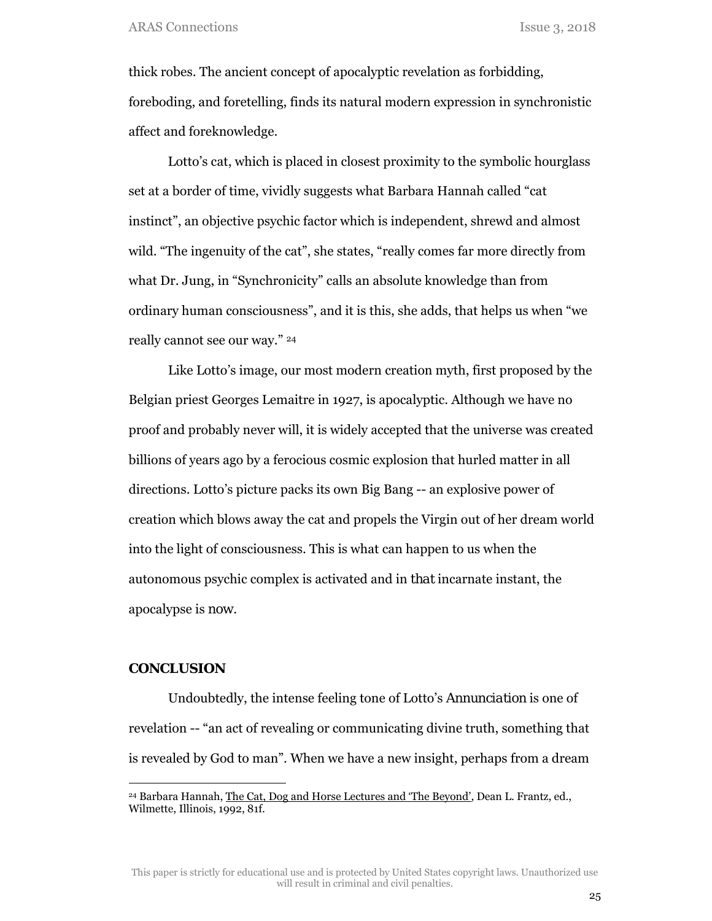thick robes. The ancient concept of apocalyptic revelation as forbidding, foreboding, and foretelling, finds its natural modern expression in synchronistic affect and foreknowledge.

Lotto's cat, which is placed in closest proximity to the symbolic hourglass set at a border of time, vividly suggests what Barbara Hannah called "cat instinct", an objective psychic factor which is independent, shrewd and almost wild. "The ingenuity of the cat", she states, "really comes far more directly from what Dr. Jung, in "Synchronicity" calls an absolute knowledge than from ordinary human consciousness", and it is this, she adds, that helps us when "we really cannot see our way." [24]

Like Lotto's image, our most modern creation myth, first proposed by the Belgian priest Georges Lemaitre in 1927, is apocalyptic. Although we have no proof and probably never will, it is widely accepted that the universe was created billions of years ago by a ferocious cosmic explosion that hurled matter in all directions. Lotto's picture packs its own Big Bang -- an explosive power of creation which blows away the cat and propels the Virgin out of her dream world into the light of consciousness. This is what can happen to us when the autonomous psychic complex is activated and in *that* incarnate instant, the apocalypse is *now*.

## CONCLUSION

Undoubtedly, the intense feeling tone of Lotto's *Annunciation* is one of revelation -- "an act of revealing or communicating divine truth, something that is revealed by God to man". When we have a new insight, perhaps from a dream

---

[24] Barbara Hannah, The Cat, Dog and Horse Lectures and 'The Beyond', Dean L. Frantz, ed., Wilmette, Illinois, 1992, 81f.

This paper is strictly for educational use and is protected by United States copyright laws. Unauthorized use will result in criminal and civil penalties.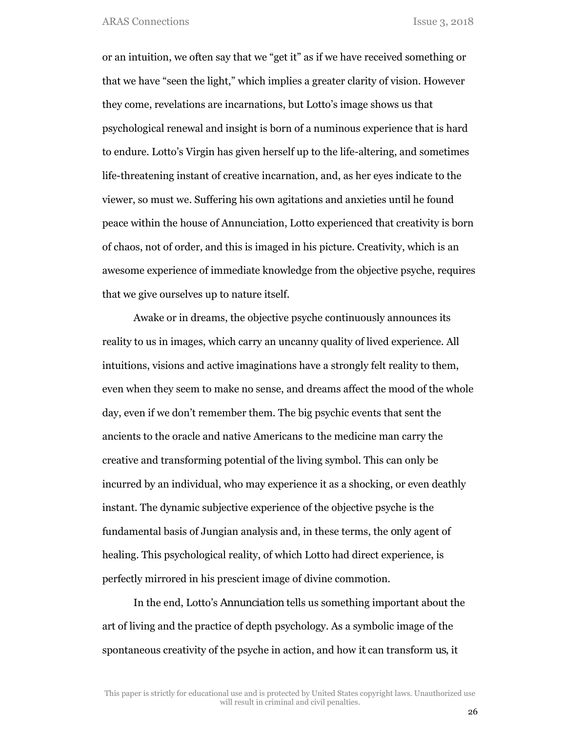or an intuition, we often say that we "get it" as if we have received something or that we have "seen the light," which implies a greater clarity of vision. However they come, revelations are incarnations, but Lotto's image shows us that psychological renewal and insight is born of a numinous experience that is hard to endure. Lotto's Virgin has given herself up to the life-altering, and sometimes life-threatening instant of creative incarnation, and, as her eyes indicate to the viewer, so must we. Suffering his own agitations and anxieties until he found peace within the house of Annunciation, Lotto experienced that creativity is born of chaos, not of order, and this is imaged in his picture. Creativity, which is an awesome experience of immediate knowledge from the objective psyche, requires that we give ourselves up to nature itself.

Awake or in dreams, the objective psyche continuously announces its reality to us in images, which carry an uncanny quality of lived experience. All intuitions, visions and active imaginations have a strongly felt reality to them, even when they seem to make no sense, and dreams affect the mood of the whole day, even if we don't remember them. The big psychic events that sent the ancients to the oracle and native Americans to the medicine man carry the creative and transforming potential of the living symbol. This can only be incurred by an individual, who may experience it as a shocking, or even deathly instant. The dynamic subjective experience of the objective psyche is the fundamental basis of Jungian analysis and, in these terms, the *only* agent of healing. This psychological reality, of which Lotto had direct experience, is perfectly mirrored in his prescient image of divine commotion.

In the end, Lotto's *Annunciation* tells us something important about the art of living and the practice of depth psychology. As a symbolic image of the spontaneous creativity of the psyche in action, and how it can transform us, it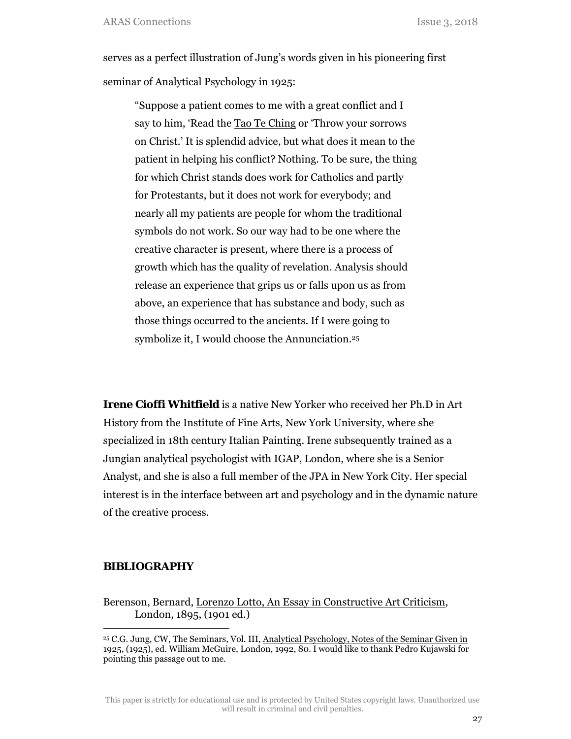serves as a perfect illustration of Jung's words given in his pioneering first seminar of Analytical Psychology in 1925:

> "Suppose a patient comes to me with a great conflict and I say to him, 'Read the Tao Te Ching or 'Throw your sorrows on Christ.' It is splendid advice, but what does it mean to the patient in helping his conflict? Nothing. To be sure, the thing for which Christ stands does work for Catholics and partly for Protestants, but it does not work for everybody; and nearly all my patients are people for whom the traditional symbols do not work. So our way had to be one where the creative character is present, where there is a process of growth which has the quality of revelation. Analysis should release an experience that grips us or falls upon us as from above, an experience that has substance and body, such as those things occurred to the ancients. If I were going to symbolize it, I would choose the Annunciation.[25]

**Irene Cioffi Whitfield** is a native New Yorker who received her Ph.D in Art History from the Institute of Fine Arts, New York University, where she specialized in 18th century Italian Painting. Irene subsequently trained as a Jungian analytical psychologist with IGAP, London, where she is a Senior Analyst, and she is also a full member of the JPA in New York City. Her special interest is in the interface between art and psychology and in the dynamic nature of the creative process.

## BIBLIOGRAPHY

Berenson, Bernard, Lorenzo Lotto, An Essay in Constructive Art Criticism, London, 1895, (1901 ed.)

---

[25] C.G. Jung, CW, The Seminars, Vol. III, Analytical Psychology, Notes of the Seminar Given in 1925, (1925), ed. William McGuire, London, 1992, 80. I would like to thank Pedro Kujawski for pointing this passage out to me.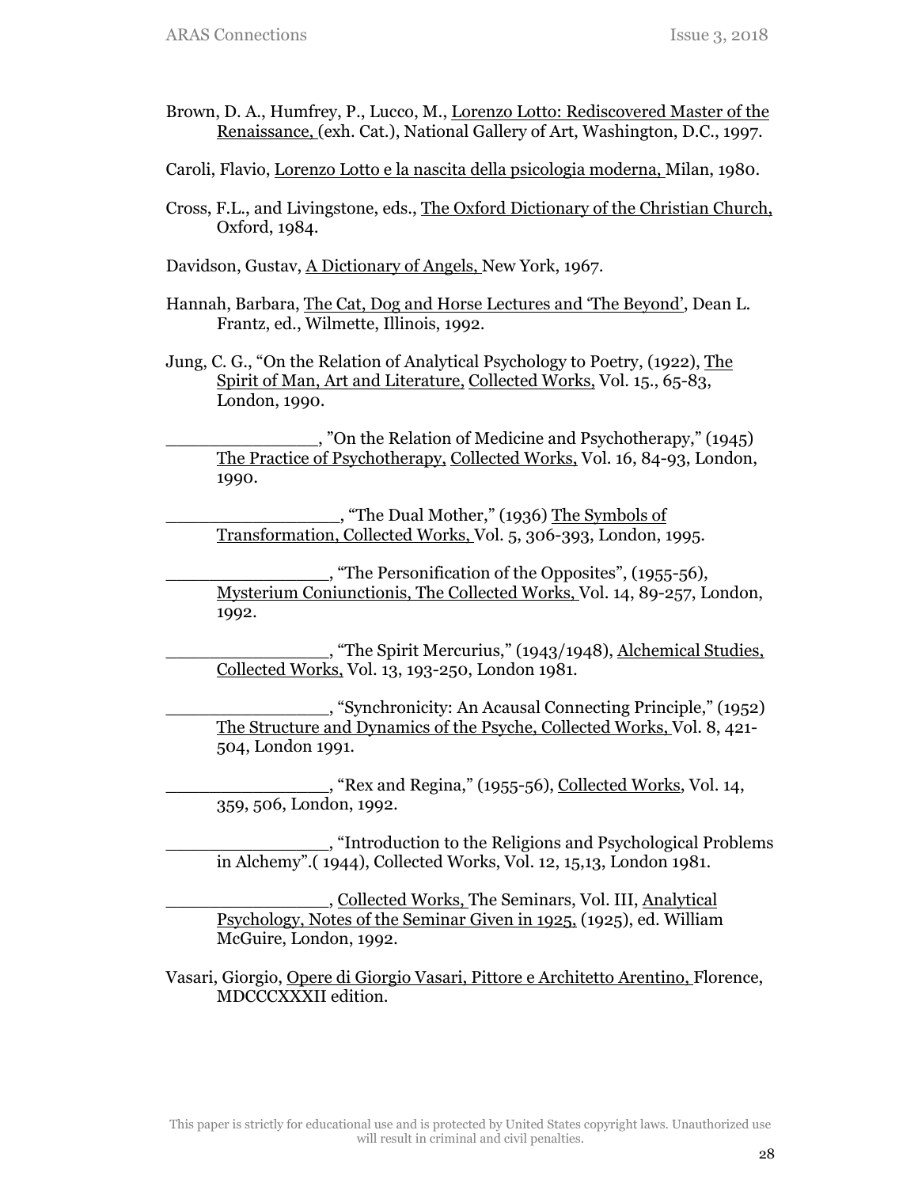Brown, D. A., Humfrey, P., Lucco, M., Lorenzo Lotto: Rediscovered Master of the Renaissance, (exh. Cat.), National Gallery of Art, Washington, D.C., 1997.

Caroli, Flavio, Lorenzo Lotto e la nascita della psicologia moderna, Milan, 1980.

Cross, F.L., and Livingstone, eds., The Oxford Dictionary of the Christian Church, Oxford, 1984.

Davidson, Gustav, A Dictionary of Angels, New York, 1967.

Hannah, Barbara, The Cat, Dog and Horse Lectures and 'The Beyond', Dean L. Frantz, ed., Wilmette, Illinois, 1992.

Jung, C. G., "On the Relation of Analytical Psychology to Poetry, (1922), The Spirit of Man, Art and Literature, Collected Works, Vol. 15., 65-83, London, 1990.

_______________, "On the Relation of Medicine and Psychotherapy," (1945) The Practice of Psychotherapy, Collected Works, Vol. 16, 84-93, London, 1990.

_________________, "The Dual Mother," (1936) The Symbols of Transformation, Collected Works, Vol. 5, 306-393, London, 1995.

________________, "The Personification of the Opposites", (1955-56), Mysterium Coniunctionis, The Collected Works, Vol. 14, 89-257, London, 1992.

________________, "The Spirit Mercurius," (1943/1948), Alchemical Studies, Collected Works, Vol. 13, 193-250, London 1981.

________________, "Synchronicity: An Acausal Connecting Principle," (1952) The Structure and Dynamics of the Psyche, Collected Works, Vol. 8, 421-504, London 1991.

________________, "Rex and Regina," (1955-56), Collected Works, Vol. 14, 359, 506, London, 1992.

________________, "Introduction to the Religions and Psychological Problems in Alchemy".( 1944), Collected Works, Vol. 12, 15,13, London 1981.

________________, Collected Works, The Seminars, Vol. III, Analytical Psychology, Notes of the Seminar Given in 1925, (1925), ed. William McGuire, London, 1992.

Vasari, Giorgio, Opere di Giorgio Vasari, Pittore e Architetto Arentino, Florence, MDCCCXXXII edition.

This paper is strictly for educational use and is protected by United States copyright laws. Unauthorized use will result in criminal and civil penalties.